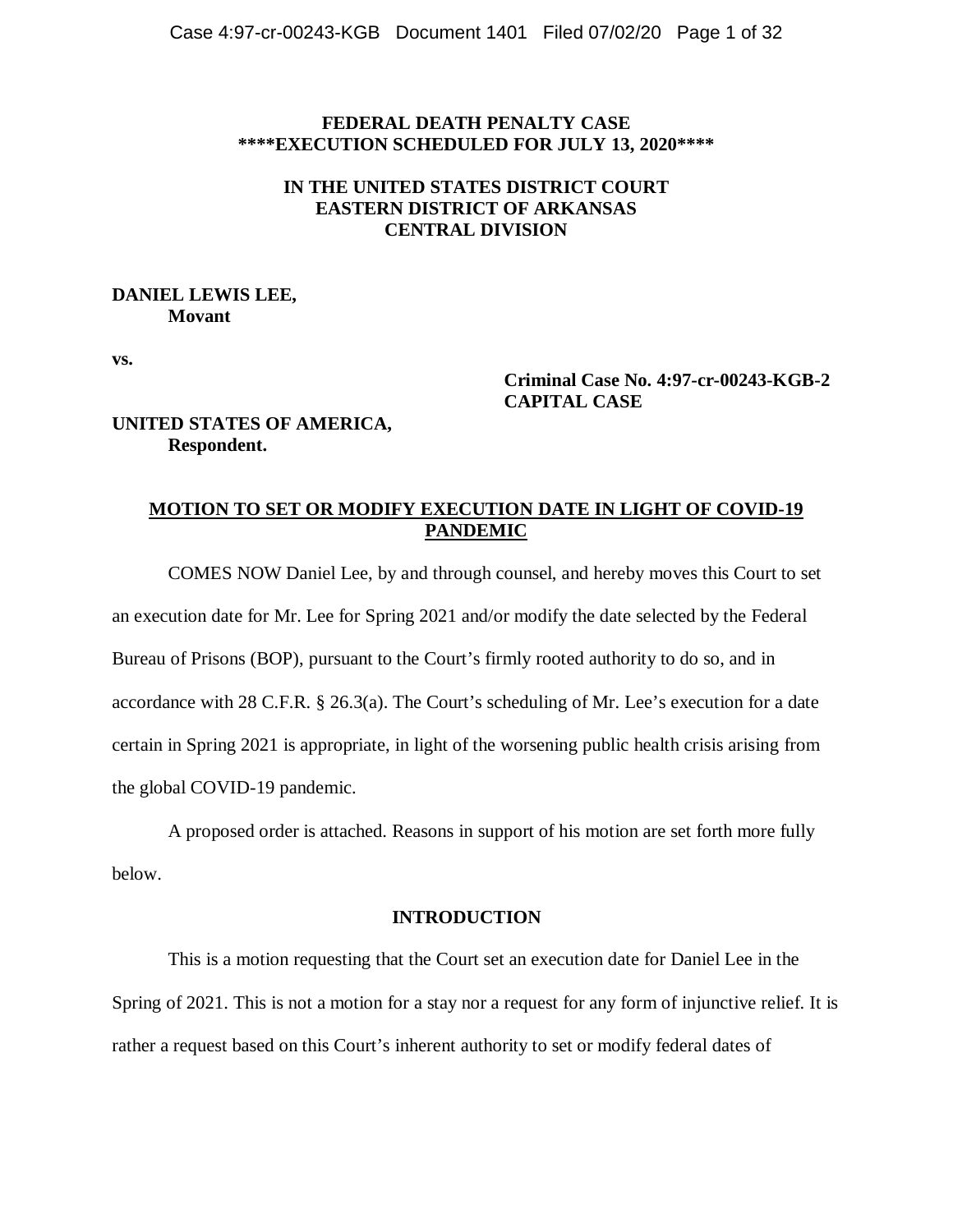**FEDERAL DEATH PENALTY CASE**
**\*\*\*\*EXECUTION SCHEDULED FOR JULY 13, 2020\*\*\*\***

**IN THE UNITED STATES DISTRICT COURT**
**EASTERN DISTRICT OF ARKANSAS**
**CENTRAL DIVISION**

**DANIEL LEWIS LEE,**
**Movant**

**vs.**

**Criminal Case No. 4:97-cr-00243-KGB-2**
**CAPITAL CASE**

**UNITED STATES OF AMERICA,**
**Respondent.**

**MOTION TO SET OR MODIFY EXECUTION DATE IN LIGHT OF COVID-19 PANDEMIC**

COMES NOW Daniel Lee, by and through counsel, and hereby moves this Court to set an execution date for Mr. Lee for Spring 2021 and/or modify the date selected by the Federal Bureau of Prisons (BOP), pursuant to the Court's firmly rooted authority to do so, and in accordance with 28 C.F.R. § 26.3(a). The Court's scheduling of Mr. Lee's execution for a date certain in Spring 2021 is appropriate, in light of the worsening public health crisis arising from the global COVID-19 pandemic.

A proposed order is attached. Reasons in support of his motion are set forth more fully below.

## INTRODUCTION

This is a motion requesting that the Court set an execution date for Daniel Lee in the Spring of 2021. This is not a motion for a stay nor a request for any form of injunctive relief. It is rather a request based on this Court's inherent authority to set or modify federal dates of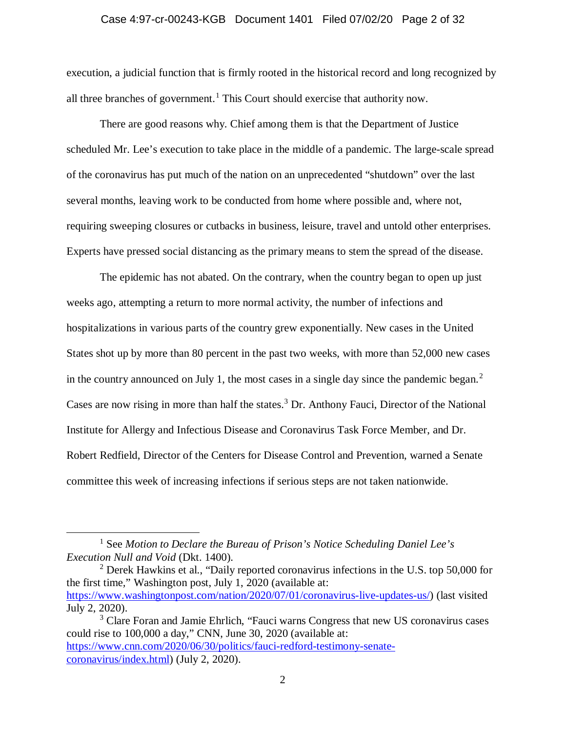execution, a judicial function that is firmly rooted in the historical record and long recognized by all three branches of government.[1] This Court should exercise that authority now.

There are good reasons why. Chief among them is that the Department of Justice scheduled Mr. Lee's execution to take place in the middle of a pandemic. The large-scale spread of the coronavirus has put much of the nation on an unprecedented "shutdown" over the last several months, leaving work to be conducted from home where possible and, where not, requiring sweeping closures or cutbacks in business, leisure, travel and untold other enterprises. Experts have pressed social distancing as the primary means to stem the spread of the disease.

The epidemic has not abated. On the contrary, when the country began to open up just weeks ago, attempting a return to more normal activity, the number of infections and hospitalizations in various parts of the country grew exponentially. New cases in the United States shot up by more than 80 percent in the past two weeks, with more than 52,000 new cases in the country announced on July 1, the most cases in a single day since the pandemic began.[2] Cases are now rising in more than half the states.[3] Dr. Anthony Fauci, Director of the National Institute for Allergy and Infectious Disease and Coronavirus Task Force Member, and Dr. Robert Redfield, Director of the Centers for Disease Control and Prevention, warned a Senate committee this week of increasing infections if serious steps are not taken nationwide.

---

[1] See *Motion to Declare the Bureau of Prison's Notice Scheduling Daniel Lee's Execution Null and Void* (Dkt. 1400).

[2] Derek Hawkins et al., "Daily reported coronavirus infections in the U.S. top 50,000 for the first time," Washington post, July 1, 2020 (available at: https://www.washingtonpost.com/nation/2020/07/01/coronavirus-live-updates-us/) (last visited July 2, 2020).

[3] Clare Foran and Jamie Ehrlich, "Fauci warns Congress that new US coronavirus cases could rise to 100,000 a day," CNN, June 30, 2020 (available at: https://www.cnn.com/2020/06/30/politics/fauci-redford-testimony-senate-coronavirus/index.html) (July 2, 2020).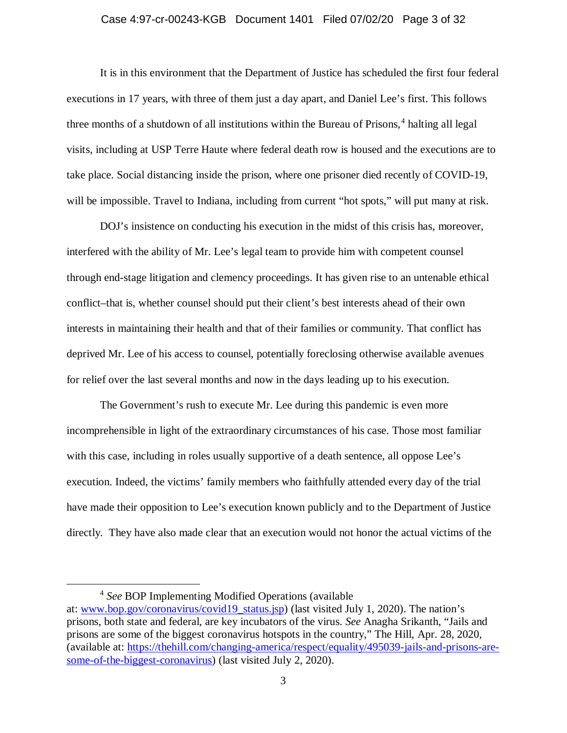It is in this environment that the Department of Justice has scheduled the first four federal executions in 17 years, with three of them just a day apart, and Daniel Lee's first. This follows three months of a shutdown of all institutions within the Bureau of Prisons,[4] halting all legal visits, including at USP Terre Haute where federal death row is housed and the executions are to take place. Social distancing inside the prison, where one prisoner died recently of COVID-19, will be impossible. Travel to Indiana, including from current "hot spots," will put many at risk.

DOJ's insistence on conducting his execution in the midst of this crisis has, moreover, interfered with the ability of Mr. Lee's legal team to provide him with competent counsel through end-stage litigation and clemency proceedings. It has given rise to an untenable ethical conflict–that is, whether counsel should put their client's best interests ahead of their own interests in maintaining their health and that of their families or community. That conflict has deprived Mr. Lee of his access to counsel, potentially foreclosing otherwise available avenues for relief over the last several months and now in the days leading up to his execution.

The Government's rush to execute Mr. Lee during this pandemic is even more incomprehensible in light of the extraordinary circumstances of his case. Those most familiar with this case, including in roles usually supportive of a death sentence, all oppose Lee's execution. Indeed, the victims' family members who faithfully attended every day of the trial have made their opposition to Lee's execution known publicly and to the Department of Justice directly. They have also made clear that an execution would not honor the actual victims of the

---

[4] *See* BOP Implementing Modified Operations (available at: www.bop.gov/coronavirus/covid19_status.jsp) (last visited July 1, 2020). The nation's prisons, both state and federal, are key incubators of the virus. *See* Anagha Srikanth, "Jails and prisons are some of the biggest coronavirus hotspots in the country," The Hill, Apr. 28, 2020, (available at: https://thehill.com/changing-america/respect/equality/495039-jails-and-prisons-are-some-of-the-biggest-coronavirus) (last visited July 2, 2020).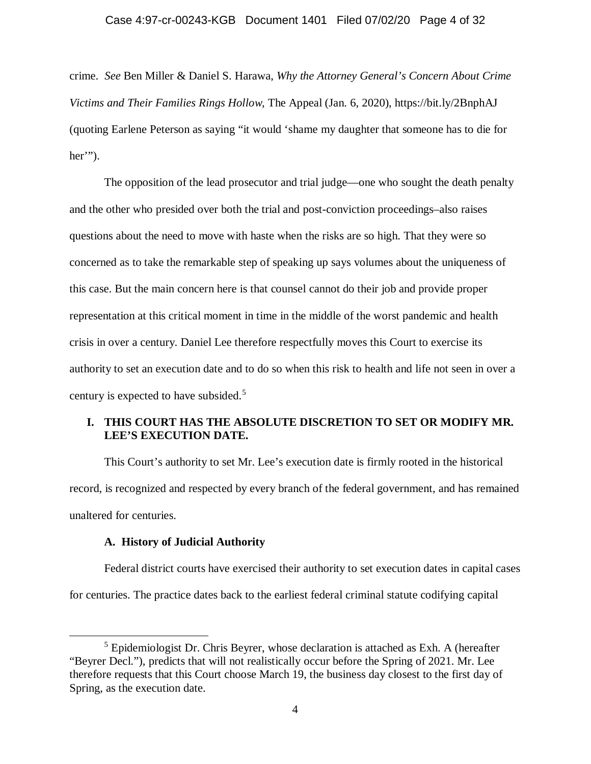crime. *See* Ben Miller & Daniel S. Harawa, *Why the Attorney General's Concern About Crime Victims and Their Families Rings Hollow,* The Appeal (Jan. 6, 2020), https://bit.ly/2BnphAJ (quoting Earlene Peterson as saying "it would 'shame my daughter that someone has to die for her'").

The opposition of the lead prosecutor and trial judge—one who sought the death penalty and the other who presided over both the trial and post-conviction proceedings–also raises questions about the need to move with haste when the risks are so high. That they were so concerned as to take the remarkable step of speaking up says volumes about the uniqueness of this case. But the main concern here is that counsel cannot do their job and provide proper representation at this critical moment in time in the middle of the worst pandemic and health crisis in over a century. Daniel Lee therefore respectfully moves this Court to exercise its authority to set an execution date and to do so when this risk to health and life not seen in over a century is expected to have subsided.[5]

## I. THIS COURT HAS THE ABSOLUTE DISCRETION TO SET OR MODIFY MR. LEE'S EXECUTION DATE.

This Court's authority to set Mr. Lee's execution date is firmly rooted in the historical record, is recognized and respected by every branch of the federal government, and has remained unaltered for centuries.

### A. History of Judicial Authority

Federal district courts have exercised their authority to set execution dates in capital cases for centuries. The practice dates back to the earliest federal criminal statute codifying capital

[5] Epidemiologist Dr. Chris Beyrer, whose declaration is attached as Exh. A (hereafter "Beyrer Decl."), predicts that will not realistically occur before the Spring of 2021. Mr. Lee therefore requests that this Court choose March 19, the business day closest to the first day of Spring, as the execution date.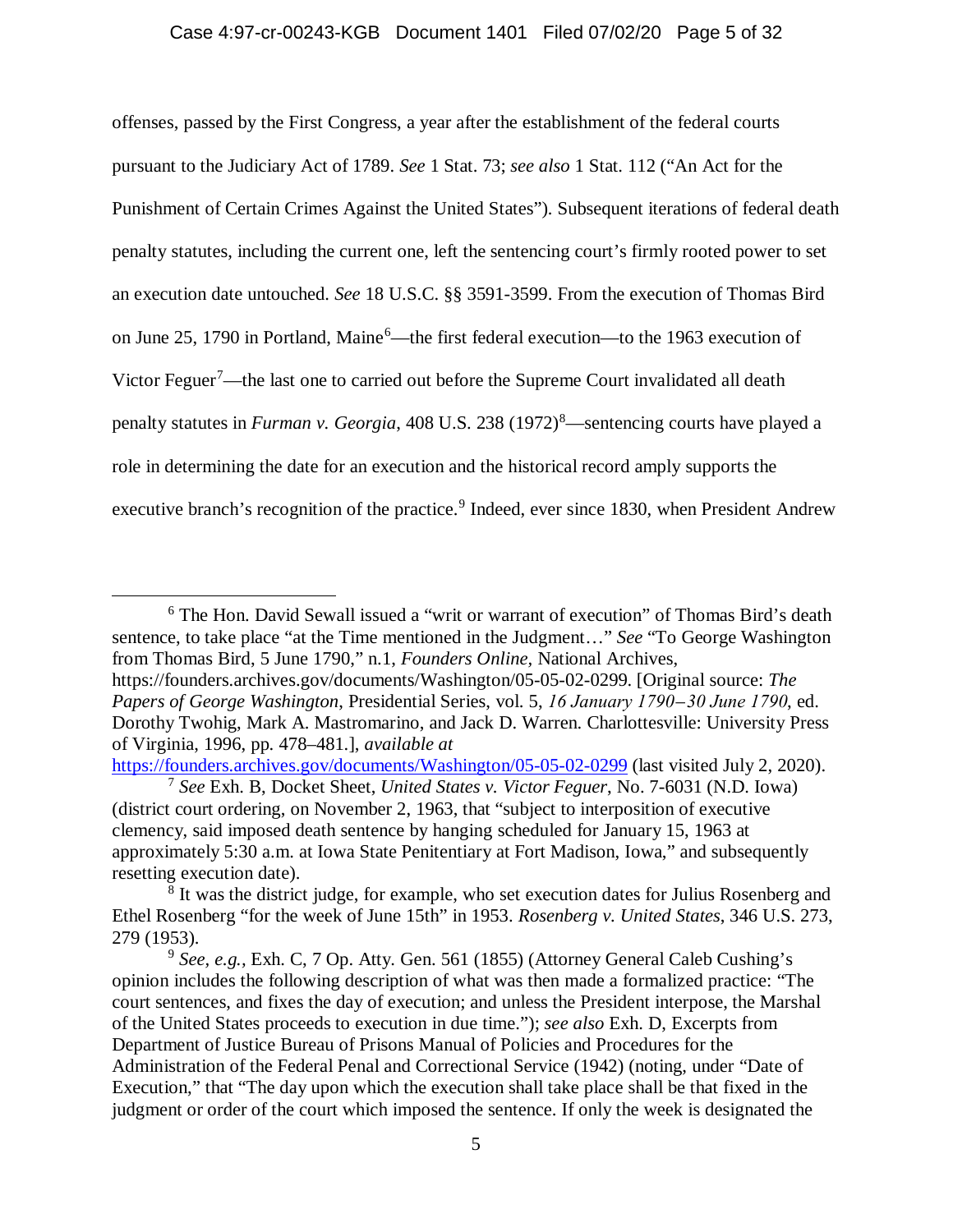offenses, passed by the First Congress, a year after the establishment of the federal courts pursuant to the Judiciary Act of 1789. *See* 1 Stat. 73; *see also* 1 Stat. 112 ("An Act for the Punishment of Certain Crimes Against the United States"). Subsequent iterations of federal death penalty statutes, including the current one, left the sentencing court's firmly rooted power to set an execution date untouched. *See* 18 U.S.C. §§ 3591-3599. From the execution of Thomas Bird on June 25, 1790 in Portland, Maine[6]—the first federal execution—to the 1963 execution of Victor Feguer[7]—the last one to carried out before the Supreme Court invalidated all death penalty statutes in *Furman v. Georgia*, 408 U.S. 238 (1972)[8]—sentencing courts have played a role in determining the date for an execution and the historical record amply supports the executive branch's recognition of the practice.[9] Indeed, ever since 1830, when President Andrew

---

[6] The Hon. David Sewall issued a "writ or warrant of execution" of Thomas Bird's death sentence, to take place "at the Time mentioned in the Judgment…" *See* "To George Washington from Thomas Bird, 5 June 1790," n.1, *Founders Online*, National Archives, https://founders.archives.gov/documents/Washington/05-05-02-0299. [Original source: *The Papers of George Washington*, Presidential Series, vol. 5, *16 January 1790–30 June 1790*, ed. Dorothy Twohig, Mark A. Mastromarino, and Jack D. Warren. Charlottesville: University Press of Virginia, 1996, pp. 478–481.], *available at* https://founders.archives.gov/documents/Washington/05-05-02-0299 (last visited July 2, 2020).

[7] *See* Exh. B, Docket Sheet, *United States v. Victor Feguer*, No. 7-6031 (N.D. Iowa) (district court ordering, on November 2, 1963, that "subject to interposition of executive clemency, said imposed death sentence by hanging scheduled for January 15, 1963 at approximately 5:30 a.m. at Iowa State Penitentiary at Fort Madison, Iowa," and subsequently resetting execution date).

[8] It was the district judge, for example, who set execution dates for Julius Rosenberg and Ethel Rosenberg "for the week of June 15th" in 1953. *Rosenberg v. United States*, 346 U.S. 273, 279 (1953).

[9] *See, e.g.*, Exh. C, 7 Op. Atty. Gen. 561 (1855) (Attorney General Caleb Cushing's opinion includes the following description of what was then made a formalized practice: "The court sentences, and fixes the day of execution; and unless the President interpose, the Marshal of the United States proceeds to execution in due time."); *see also* Exh. D, Excerpts from Department of Justice Bureau of Prisons Manual of Policies and Procedures for the Administration of the Federal Penal and Correctional Service (1942) (noting, under "Date of Execution," that "The day upon which the execution shall take place shall be that fixed in the judgment or order of the court which imposed the sentence. If only the week is designated the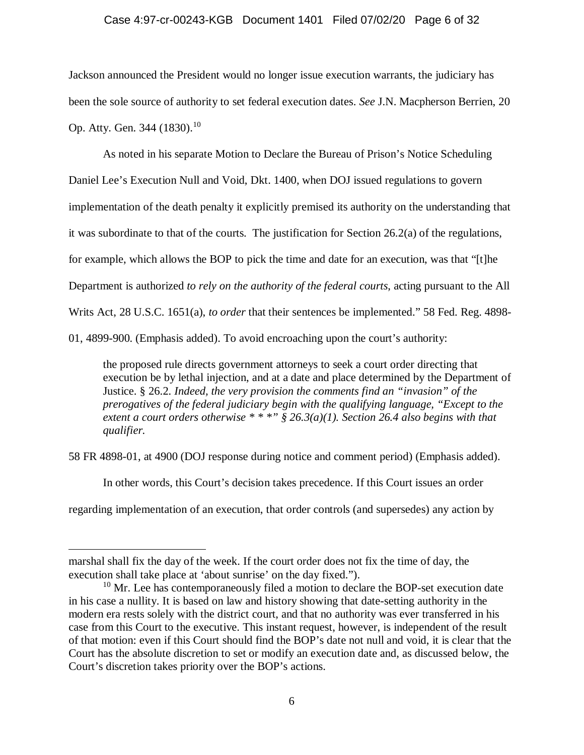Jackson announced the President would no longer issue execution warrants, the judiciary has been the sole source of authority to set federal execution dates. *See* J.N. Macpherson Berrien, 20 Op. Atty. Gen. 344 (1830).[10]

As noted in his separate Motion to Declare the Bureau of Prison's Notice Scheduling Daniel Lee's Execution Null and Void, Dkt. 1400, when DOJ issued regulations to govern implementation of the death penalty it explicitly premised its authority on the understanding that it was subordinate to that of the courts. The justification for Section 26.2(a) of the regulations, for example, which allows the BOP to pick the time and date for an execution, was that "[t]he Department is authorized *to rely on the authority of the federal courts*, acting pursuant to the All Writs Act, 28 U.S.C. 1651(a), *to order* that their sentences be implemented." 58 Fed. Reg. 4898-01, 4899-900. (Emphasis added). To avoid encroaching upon the court's authority:

> the proposed rule directs government attorneys to seek a court order directing that execution be by lethal injection, and at a date and place determined by the Department of Justice. § 26.2. *Indeed, the very provision the comments find an "invasion" of the prerogatives of the federal judiciary begin with the qualifying language, "Except to the extent a court orders otherwise * * *" § 26.3(a)(1). Section 26.4 also begins with that qualifier.*

58 FR 4898-01, at 4900 (DOJ response during notice and comment period) (Emphasis added).

In other words, this Court's decision takes precedence. If this Court issues an order regarding implementation of an execution, that order controls (and supersedes) any action by

---

marshal shall fix the day of the week. If the court order does not fix the time of day, the execution shall take place at 'about sunrise' on the day fixed.").

[10] Mr. Lee has contemporaneously filed a motion to declare the BOP-set execution date in his case a nullity. It is based on law and history showing that date-setting authority in the modern era rests solely with the district court, and that no authority was ever transferred in his case from this Court to the executive. This instant request, however, is independent of the result of that motion: even if this Court should find the BOP's date not null and void, it is clear that the Court has the absolute discretion to set or modify an execution date and, as discussed below, the Court's discretion takes priority over the BOP's actions.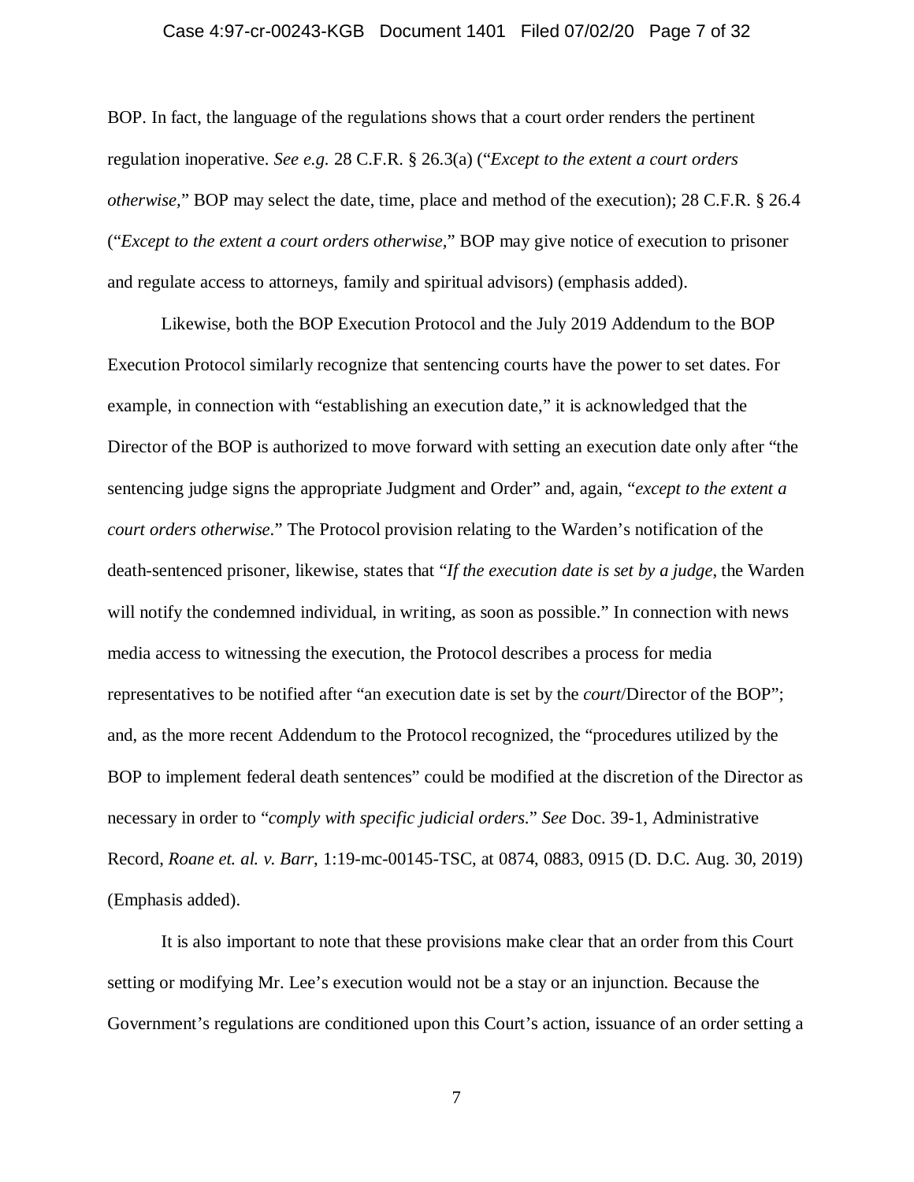BOP. In fact, the language of the regulations shows that a court order renders the pertinent regulation inoperative. *See e.g.* 28 C.F.R. § 26.3(a) ("*Except to the extent a court orders otherwise,*" BOP may select the date, time, place and method of the execution); 28 C.F.R. § 26.4 ("*Except to the extent a court orders otherwise,*" BOP may give notice of execution to prisoner and regulate access to attorneys, family and spiritual advisors) (emphasis added).

Likewise, both the BOP Execution Protocol and the July 2019 Addendum to the BOP Execution Protocol similarly recognize that sentencing courts have the power to set dates. For example, in connection with "establishing an execution date," it is acknowledged that the Director of the BOP is authorized to move forward with setting an execution date only after "the sentencing judge signs the appropriate Judgment and Order" and, again, "*except to the extent a court orders otherwise*." The Protocol provision relating to the Warden's notification of the death-sentenced prisoner, likewise, states that "*If the execution date is set by a judge*, the Warden will notify the condemned individual, in writing, as soon as possible." In connection with news media access to witnessing the execution, the Protocol describes a process for media representatives to be notified after "an execution date is set by the *court*/Director of the BOP"; and, as the more recent Addendum to the Protocol recognized, the "procedures utilized by the BOP to implement federal death sentences" could be modified at the discretion of the Director as necessary in order to "*comply with specific judicial orders*." *See* Doc. 39-1, Administrative Record, *Roane et. al. v. Barr*, 1:19-mc-00145-TSC, at 0874, 0883, 0915 (D. D.C. Aug. 30, 2019) (Emphasis added).

It is also important to note that these provisions make clear that an order from this Court setting or modifying Mr. Lee's execution would not be a stay or an injunction. Because the Government's regulations are conditioned upon this Court's action, issuance of an order setting a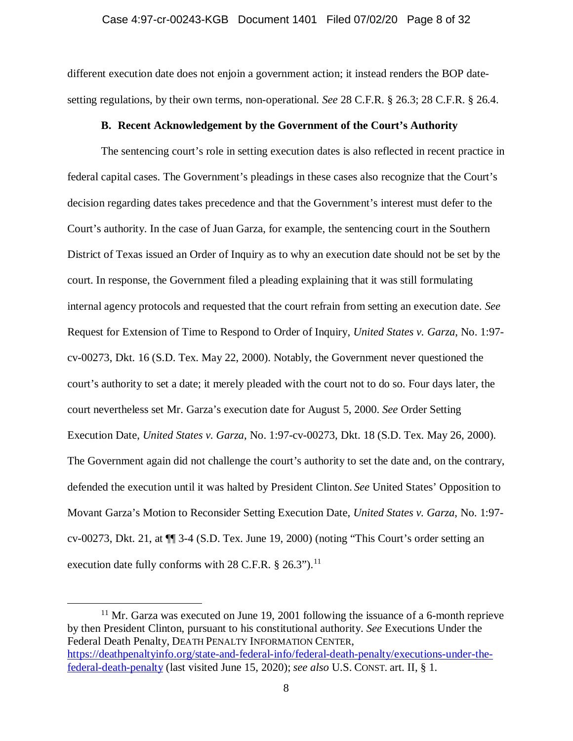different execution date does not enjoin a government action; it instead renders the BOP date-setting regulations, by their own terms, non-operational. *See* 28 C.F.R. § 26.3; 28 C.F.R. § 26.4.

### B. Recent Acknowledgement by the Government of the Court's Authority

The sentencing court's role in setting execution dates is also reflected in recent practice in federal capital cases. The Government's pleadings in these cases also recognize that the Court's decision regarding dates takes precedence and that the Government's interest must defer to the Court's authority. In the case of Juan Garza, for example, the sentencing court in the Southern District of Texas issued an Order of Inquiry as to why an execution date should not be set by the court. In response, the Government filed a pleading explaining that it was still formulating internal agency protocols and requested that the court refrain from setting an execution date. *See* Request for Extension of Time to Respond to Order of Inquiry, *United States v. Garza*, No. 1:97-cv-00273, Dkt. 16 (S.D. Tex. May 22, 2000). Notably, the Government never questioned the court's authority to set a date; it merely pleaded with the court not to do so. Four days later, the court nevertheless set Mr. Garza's execution date for August 5, 2000. *See* Order Setting Execution Date, *United States v. Garza*, No. 1:97-cv-00273, Dkt. 18 (S.D. Tex. May 26, 2000). The Government again did not challenge the court's authority to set the date and, on the contrary, defended the execution until it was halted by President Clinton. *See* United States' Opposition to Movant Garza's Motion to Reconsider Setting Execution Date, *United States v. Garza*, No. 1:97-cv-00273, Dkt. 21, at ¶¶ 3-4 (S.D. Tex. June 19, 2000) (noting "This Court's order setting an execution date fully conforms with 28 C.F.R. § 26.3").[11]

[11] Mr. Garza was executed on June 19, 2001 following the issuance of a 6-month reprieve by then President Clinton, pursuant to his constitutional authority. *See* Executions Under the Federal Death Penalty, DEATH PENALTY INFORMATION CENTER, https://deathpenaltyinfo.org/state-and-federal-info/federal-death-penalty/executions-under-the-federal-death-penalty (last visited June 15, 2020); *see also* U.S. CONST. art. II, § 1.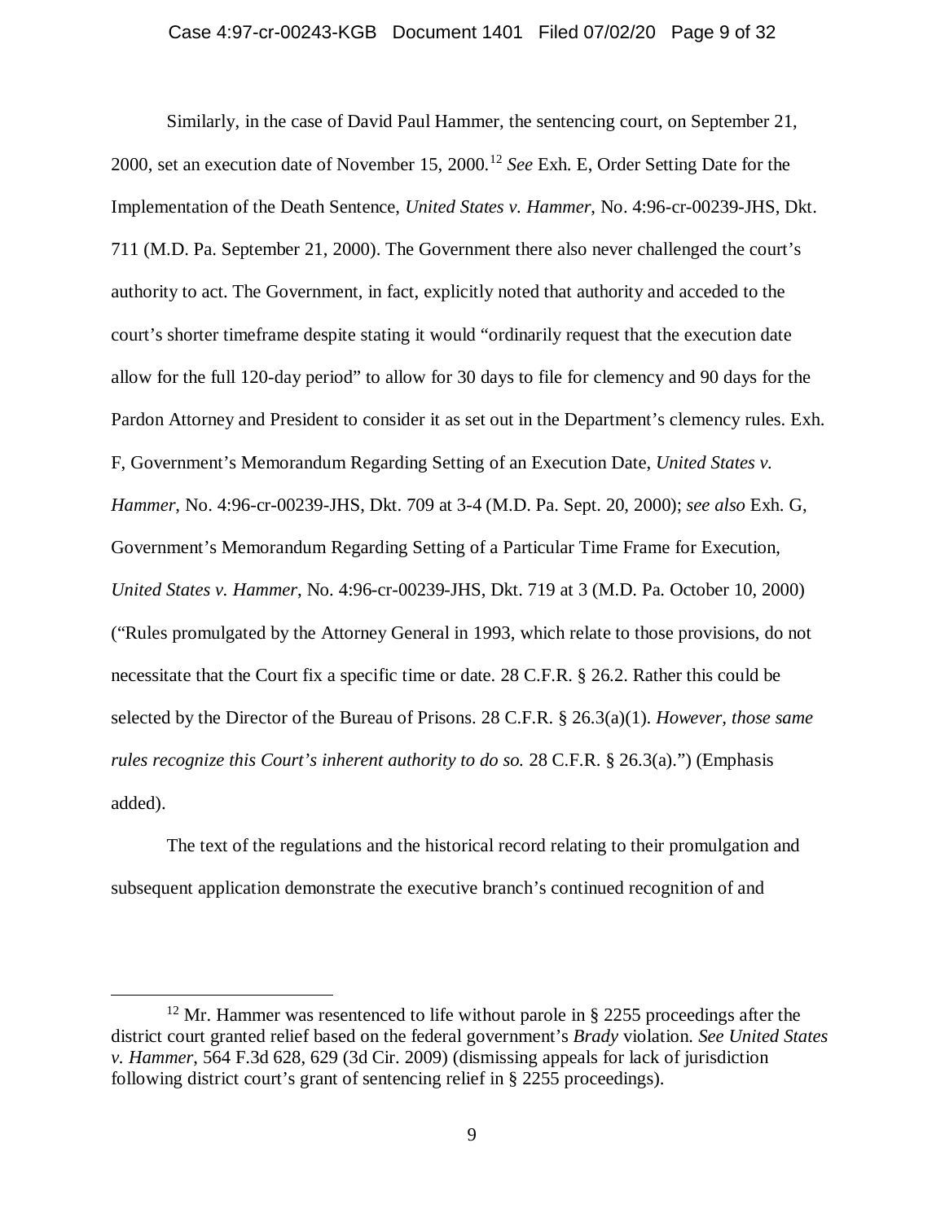Similarly, in the case of David Paul Hammer, the sentencing court, on September 21, 2000, set an execution date of November 15, 2000.[12] *See* Exh. E, Order Setting Date for the Implementation of the Death Sentence, *United States v. Hammer*, No. 4:96-cr-00239-JHS, Dkt. 711 (M.D. Pa. September 21, 2000). The Government there also never challenged the court's authority to act. The Government, in fact, explicitly noted that authority and acceded to the court's shorter timeframe despite stating it would "ordinarily request that the execution date allow for the full 120-day period" to allow for 30 days to file for clemency and 90 days for the Pardon Attorney and President to consider it as set out in the Department's clemency rules. Exh. F, Government's Memorandum Regarding Setting of an Execution Date, *United States v. Hammer*, No. 4:96-cr-00239-JHS, Dkt. 709 at 3-4 (M.D. Pa. Sept. 20, 2000); *see also* Exh. G, Government's Memorandum Regarding Setting of a Particular Time Frame for Execution, *United States v. Hammer*, No. 4:96-cr-00239-JHS, Dkt. 719 at 3 (M.D. Pa. October 10, 2000) ("Rules promulgated by the Attorney General in 1993, which relate to those provisions, do not necessitate that the Court fix a specific time or date. 28 C.F.R. § 26.2. Rather this could be selected by the Director of the Bureau of Prisons. 28 C.F.R. § 26.3(a)(1). *However, those same rules recognize this Court's inherent authority to do so.* 28 C.F.R. § 26.3(a).") (Emphasis added).

The text of the regulations and the historical record relating to their promulgation and subsequent application demonstrate the executive branch's continued recognition of and

[12] Mr. Hammer was resentenced to life without parole in § 2255 proceedings after the district court granted relief based on the federal government's *Brady* violation. *See United States v. Hammer*, 564 F.3d 628, 629 (3d Cir. 2009) (dismissing appeals for lack of jurisdiction following district court's grant of sentencing relief in § 2255 proceedings).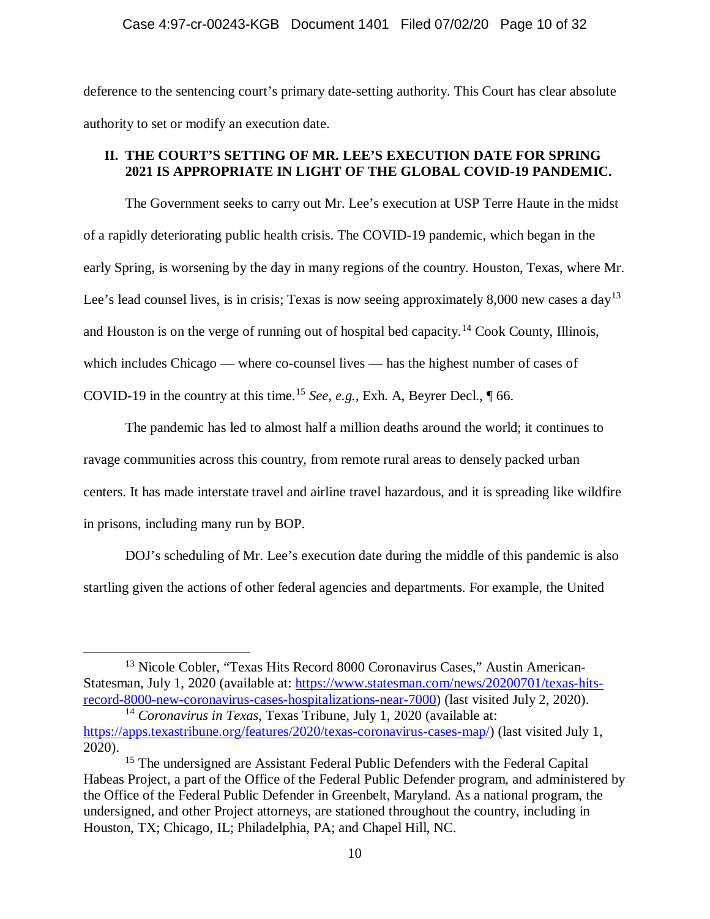deference to the sentencing court's primary date-setting authority. This Court has clear absolute authority to set or modify an execution date.

## II. THE COURT'S SETTING OF MR. LEE'S EXECUTION DATE FOR SPRING 2021 IS APPROPRIATE IN LIGHT OF THE GLOBAL COVID-19 PANDEMIC.

The Government seeks to carry out Mr. Lee's execution at USP Terre Haute in the midst of a rapidly deteriorating public health crisis. The COVID-19 pandemic, which began in the early Spring, is worsening by the day in many regions of the country. Houston, Texas, where Mr. Lee's lead counsel lives, is in crisis; Texas is now seeing approximately 8,000 new cases a day[13] and Houston is on the verge of running out of hospital bed capacity.[14] Cook County, Illinois, which includes Chicago — where co-counsel lives — has the highest number of cases of COVID-19 in the country at this time.[15] *See, e.g.*, Exh. A, Beyrer Decl., ¶ 66.

The pandemic has led to almost half a million deaths around the world; it continues to ravage communities across this country, from remote rural areas to densely packed urban centers. It has made interstate travel and airline travel hazardous, and it is spreading like wildfire in prisons, including many run by BOP.

DOJ's scheduling of Mr. Lee's execution date during the middle of this pandemic is also startling given the actions of other federal agencies and departments. For example, the United

---

[13] Nicole Cobler, "Texas Hits Record 8000 Coronavirus Cases," Austin American-Statesman, July 1, 2020 (available at: https://www.statesman.com/news/20200701/texas-hits-record-8000-new-coronavirus-cases-hospitalizations-near-7000) (last visited July 2, 2020).

[14] *Coronavirus in Texas*, Texas Tribune, July 1, 2020 (available at: https://apps.texastribune.org/features/2020/texas-coronavirus-cases-map/) (last visited July 1, 2020).

[15] The undersigned are Assistant Federal Public Defenders with the Federal Capital Habeas Project, a part of the Office of the Federal Public Defender program, and administered by the Office of the Federal Public Defender in Greenbelt, Maryland. As a national program, the undersigned, and other Project attorneys, are stationed throughout the country, including in Houston, TX; Chicago, IL; Philadelphia, PA; and Chapel Hill, NC.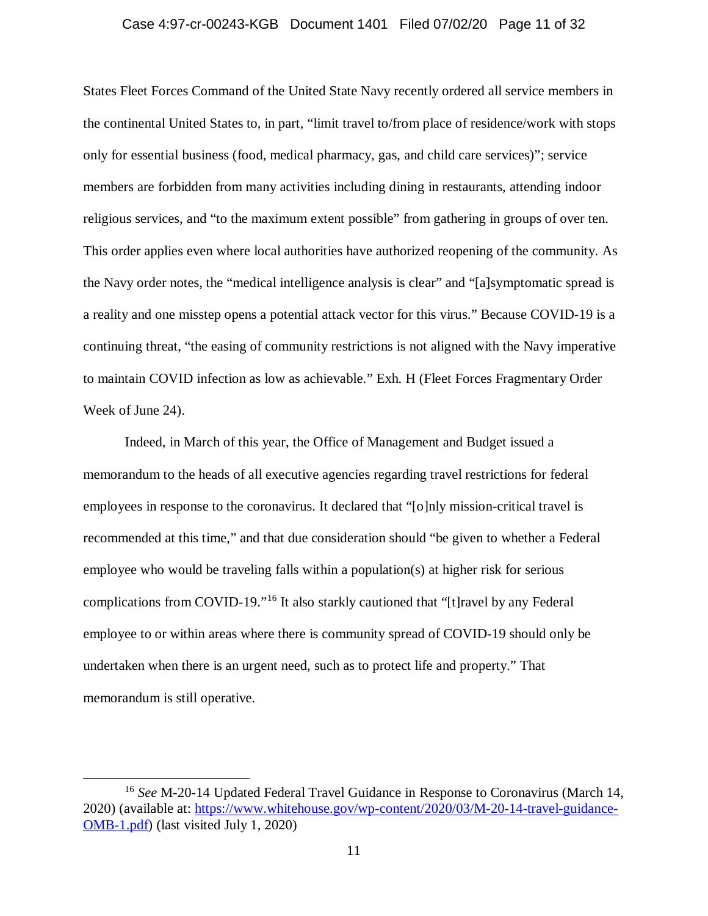States Fleet Forces Command of the United State Navy recently ordered all service members in the continental United States to, in part, "limit travel to/from place of residence/work with stops only for essential business (food, medical pharmacy, gas, and child care services)"; service members are forbidden from many activities including dining in restaurants, attending indoor religious services, and "to the maximum extent possible" from gathering in groups of over ten. This order applies even where local authorities have authorized reopening of the community. As the Navy order notes, the "medical intelligence analysis is clear" and "[a]symptomatic spread is a reality and one misstep opens a potential attack vector for this virus." Because COVID-19 is a continuing threat, "the easing of community restrictions is not aligned with the Navy imperative to maintain COVID infection as low as achievable." Exh. H (Fleet Forces Fragmentary Order Week of June 24).

Indeed, in March of this year, the Office of Management and Budget issued a memorandum to the heads of all executive agencies regarding travel restrictions for federal employees in response to the coronavirus. It declared that "[o]nly mission-critical travel is recommended at this time," and that due consideration should "be given to whether a Federal employee who would be traveling falls within a population(s) at higher risk for serious complications from COVID-19."[16] It also starkly cautioned that "[t]ravel by any Federal employee to or within areas where there is community spread of COVID-19 should only be undertaken when there is an urgent need, such as to protect life and property." That memorandum is still operative.

---

[16] *See* M-20-14 Updated Federal Travel Guidance in Response to Coronavirus (March 14, 2020) (available at: https://www.whitehouse.gov/wp-content/2020/03/M-20-14-travel-guidance-OMB-1.pdf) (last visited July 1, 2020)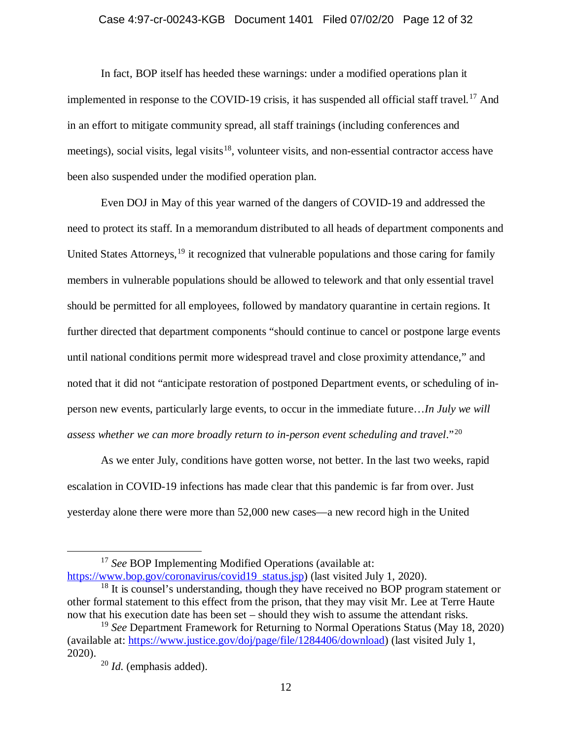In fact, BOP itself has heeded these warnings: under a modified operations plan it implemented in response to the COVID-19 crisis, it has suspended all official staff travel.[17] And in an effort to mitigate community spread, all staff trainings (including conferences and meetings), social visits, legal visits[18], volunteer visits, and non-essential contractor access have been also suspended under the modified operation plan.

Even DOJ in May of this year warned of the dangers of COVID-19 and addressed the need to protect its staff. In a memorandum distributed to all heads of department components and United States Attorneys,[19] it recognized that vulnerable populations and those caring for family members in vulnerable populations should be allowed to telework and that only essential travel should be permitted for all employees, followed by mandatory quarantine in certain regions. It further directed that department components "should continue to cancel or postpone large events until national conditions permit more widespread travel and close proximity attendance," and noted that it did not "anticipate restoration of postponed Department events, or scheduling of in-person new events, particularly large events, to occur in the immediate future…*In July we will assess whether we can more broadly return to in-person event scheduling and travel*."[20]

As we enter July, conditions have gotten worse, not better. In the last two weeks, rapid escalation in COVID-19 infections has made clear that this pandemic is far from over. Just yesterday alone there were more than 52,000 new cases—a new record high in the United

---

[17] *See* BOP Implementing Modified Operations (available at: https://www.bop.gov/coronavirus/covid19_status.jsp) (last visited July 1, 2020).

[18] It is counsel's understanding, though they have received no BOP program statement or other formal statement to this effect from the prison, that they may visit Mr. Lee at Terre Haute now that his execution date has been set – should they wish to assume the attendant risks.

[19] *See* Department Framework for Returning to Normal Operations Status (May 18, 2020) (available at: https://www.justice.gov/doj/page/file/1284406/download) (last visited July 1, 2020).

[20] *Id.* (emphasis added).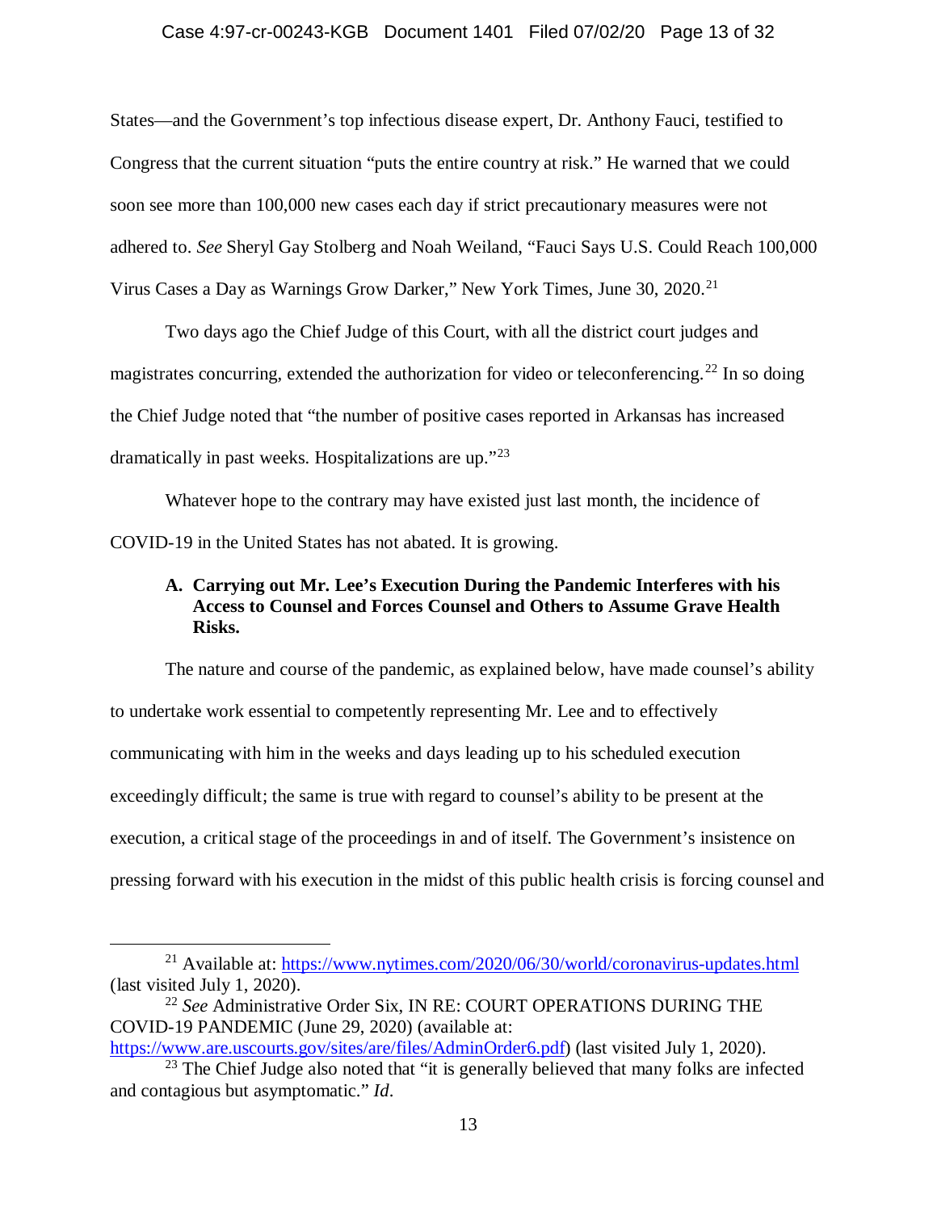States—and the Government's top infectious disease expert, Dr. Anthony Fauci, testified to Congress that the current situation "puts the entire country at risk." He warned that we could soon see more than 100,000 new cases each day if strict precautionary measures were not adhered to. *See* Sheryl Gay Stolberg and Noah Weiland, "Fauci Says U.S. Could Reach 100,000 Virus Cases a Day as Warnings Grow Darker," New York Times, June 30, 2020.[21]

Two days ago the Chief Judge of this Court, with all the district court judges and magistrates concurring, extended the authorization for video or teleconferencing.[22] In so doing the Chief Judge noted that "the number of positive cases reported in Arkansas has increased dramatically in past weeks. Hospitalizations are up."[23]

Whatever hope to the contrary may have existed just last month, the incidence of COVID-19 in the United States has not abated. It is growing.

### A. Carrying out Mr. Lee's Execution During the Pandemic Interferes with his Access to Counsel and Forces Counsel and Others to Assume Grave Health Risks.

The nature and course of the pandemic, as explained below, have made counsel's ability to undertake work essential to competently representing Mr. Lee and to effectively communicating with him in the weeks and days leading up to his scheduled execution exceedingly difficult; the same is true with regard to counsel's ability to be present at the execution, a critical stage of the proceedings in and of itself. The Government's insistence on pressing forward with his execution in the midst of this public health crisis is forcing counsel and

---

[21] Available at: https://www.nytimes.com/2020/06/30/world/coronavirus-updates.html (last visited July 1, 2020).

[22] *See* Administrative Order Six, IN RE: COURT OPERATIONS DURING THE COVID-19 PANDEMIC (June 29, 2020) (available at: https://www.are.uscourts.gov/sites/are/files/AdminOrder6.pdf) (last visited July 1, 2020).

[23] The Chief Judge also noted that "it is generally believed that many folks are infected and contagious but asymptomatic." *Id*.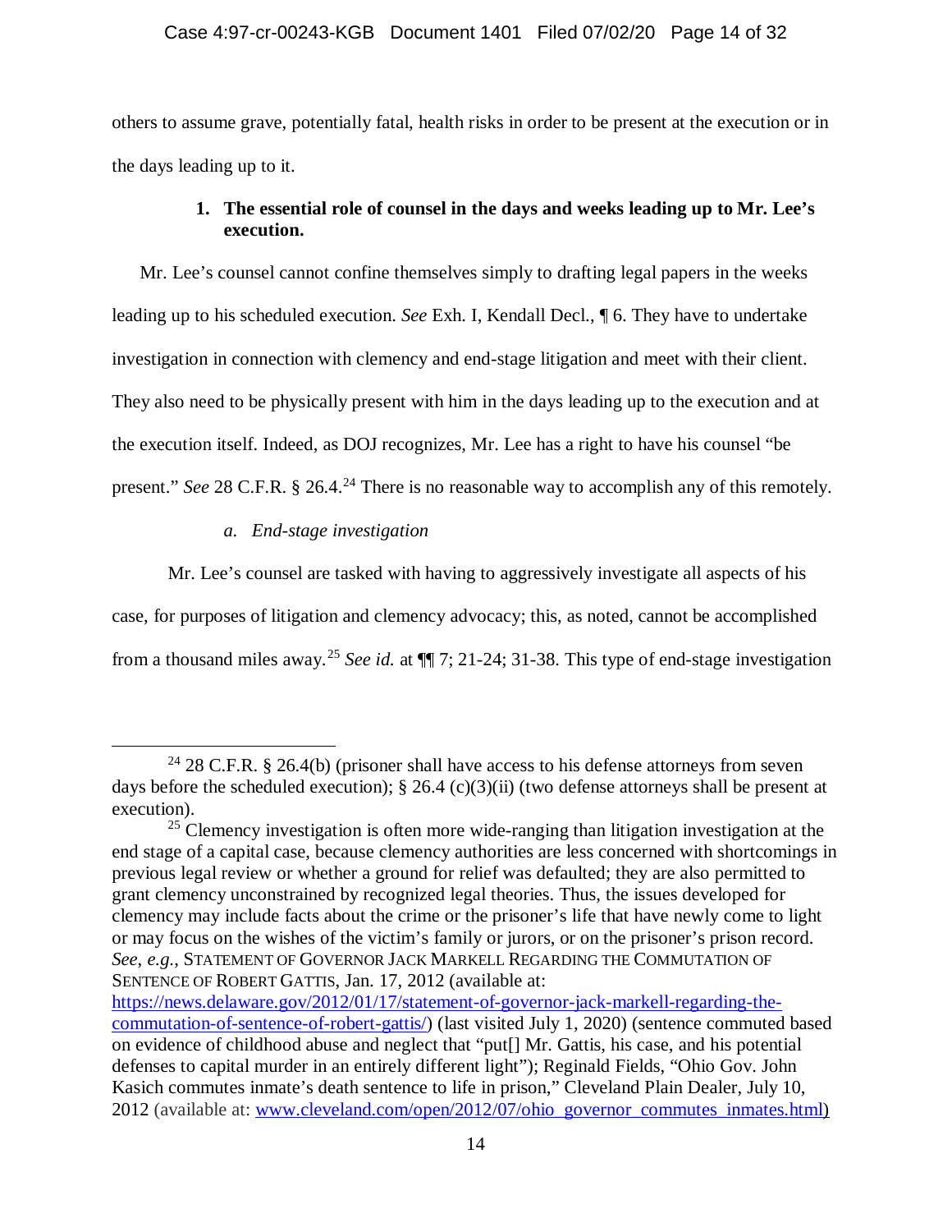others to assume grave, potentially fatal, health risks in order to be present at the execution or in the days leading up to it.

**1. The essential role of counsel in the days and weeks leading up to Mr. Lee's execution.**

Mr. Lee's counsel cannot confine themselves simply to drafting legal papers in the weeks leading up to his scheduled execution. *See* Exh. I, Kendall Decl., ¶ 6. They have to undertake investigation in connection with clemency and end-stage litigation and meet with their client. They also need to be physically present with him in the days leading up to the execution and at the execution itself. Indeed, as DOJ recognizes, Mr. Lee has a right to have his counsel "be present." *See* 28 C.F.R. § 26.4.[24] There is no reasonable way to accomplish any of this remotely.

*a. End-stage investigation*

Mr. Lee's counsel are tasked with having to aggressively investigate all aspects of his case, for purposes of litigation and clemency advocacy; this, as noted, cannot be accomplished from a thousand miles away.[25] *See id.* at ¶¶ 7; 21-24; 31-38. This type of end-stage investigation

---

[24] 28 C.F.R. § 26.4(b) (prisoner shall have access to his defense attorneys from seven days before the scheduled execution); § 26.4 (c)(3)(ii) (two defense attorneys shall be present at execution).

[25] Clemency investigation is often more wide-ranging than litigation investigation at the end stage of a capital case, because clemency authorities are less concerned with shortcomings in previous legal review or whether a ground for relief was defaulted; they are also permitted to grant clemency unconstrained by recognized legal theories. Thus, the issues developed for clemency may include facts about the crime or the prisoner's life that have newly come to light or may focus on the wishes of the victim's family or jurors, or on the prisoner's prison record. *See, e.g.*, STATEMENT OF GOVERNOR JACK MARKELL REGARDING THE COMMUTATION OF SENTENCE OF ROBERT GATTIS, Jan. 17, 2012 (available at: https://news.delaware.gov/2012/01/17/statement-of-governor-jack-markell-regarding-the-commutation-of-sentence-of-robert-gattis/) (last visited July 1, 2020) (sentence commuted based on evidence of childhood abuse and neglect that "put[] Mr. Gattis, his case, and his potential defenses to capital murder in an entirely different light"); Reginald Fields, "Ohio Gov. John Kasich commutes inmate's death sentence to life in prison," Cleveland Plain Dealer, July 10, 2012 (available at: www.cleveland.com/open/2012/07/ohio_governor_commutes_inmates.html)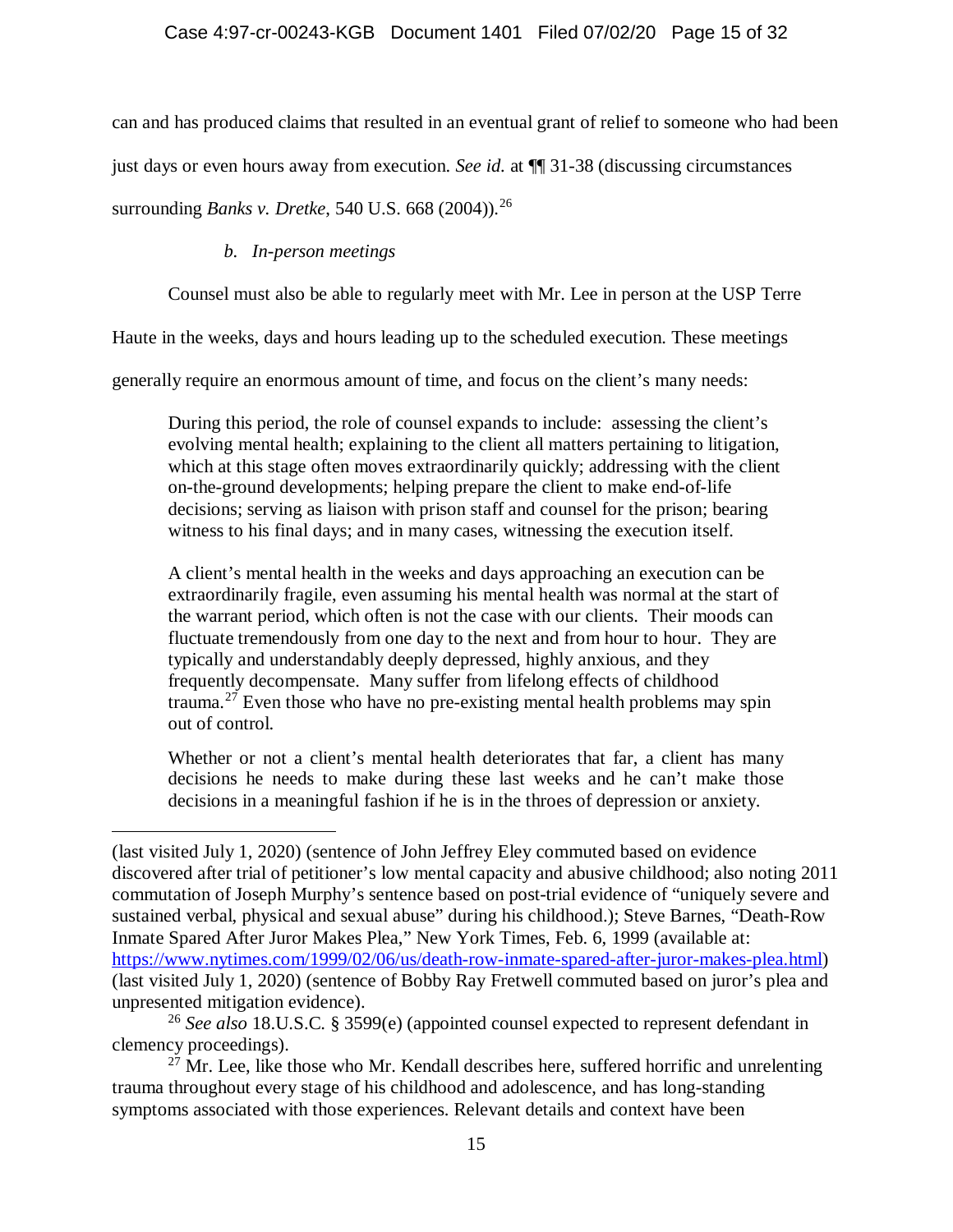can and has produced claims that resulted in an eventual grant of relief to someone who had been just days or even hours away from execution. *See id.* at ¶¶ 31-38 (discussing circumstances surrounding *Banks v. Dretke*, 540 U.S. 668 (2004)).[26]

*b. In-person meetings*

Counsel must also be able to regularly meet with Mr. Lee in person at the USP Terre Haute in the weeks, days and hours leading up to the scheduled execution. These meetings generally require an enormous amount of time, and focus on the client's many needs:

> During this period, the role of counsel expands to include: assessing the client's evolving mental health; explaining to the client all matters pertaining to litigation, which at this stage often moves extraordinarily quickly; addressing with the client on-the-ground developments; helping prepare the client to make end-of-life decisions; serving as liaison with prison staff and counsel for the prison; bearing witness to his final days; and in many cases, witnessing the execution itself.
>
> A client's mental health in the weeks and days approaching an execution can be extraordinarily fragile, even assuming his mental health was normal at the start of the warrant period, which often is not the case with our clients. Their moods can fluctuate tremendously from one day to the next and from hour to hour. They are typically and understandably deeply depressed, highly anxious, and they frequently decompensate. Many suffer from lifelong effects of childhood trauma.[27] Even those who have no pre-existing mental health problems may spin out of control.
>
> Whether or not a client's mental health deteriorates that far, a client has many decisions he needs to make during these last weeks and he can't make those decisions in a meaningful fashion if he is in the throes of depression or anxiety.

---

(last visited July 1, 2020) (sentence of John Jeffrey Eley commuted based on evidence discovered after trial of petitioner's low mental capacity and abusive childhood; also noting 2011 commutation of Joseph Murphy's sentence based on post-trial evidence of "uniquely severe and sustained verbal, physical and sexual abuse" during his childhood.); Steve Barnes, "Death-Row Inmate Spared After Juror Makes Plea," New York Times, Feb. 6, 1999 (available at: https://www.nytimes.com/1999/02/06/us/death-row-inmate-spared-after-juror-makes-plea.html) (last visited July 1, 2020) (sentence of Bobby Ray Fretwell commuted based on juror's plea and unpresented mitigation evidence).

[26] *See also* 18.U.S.C. § 3599(e) (appointed counsel expected to represent defendant in clemency proceedings).

[27] Mr. Lee, like those who Mr. Kendall describes here, suffered horrific and unrelenting trauma throughout every stage of his childhood and adolescence, and has long-standing symptoms associated with those experiences. Relevant details and context have been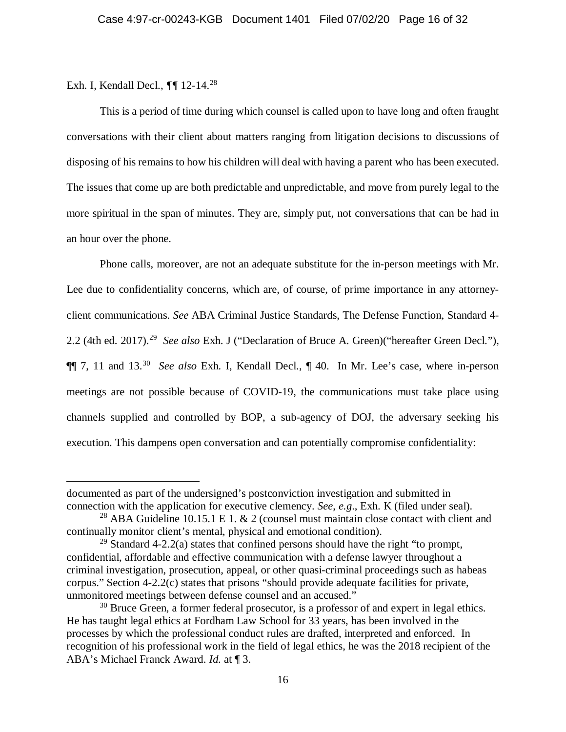Exh. I, Kendall Decl., ¶¶ 12-14.[28]

This is a period of time during which counsel is called upon to have long and often fraught conversations with their client about matters ranging from litigation decisions to discussions of disposing of his remains to how his children will deal with having a parent who has been executed. The issues that come up are both predictable and unpredictable, and move from purely legal to the more spiritual in the span of minutes. They are, simply put, not conversations that can be had in an hour over the phone.

Phone calls, moreover, are not an adequate substitute for the in-person meetings with Mr. Lee due to confidentiality concerns, which are, of course, of prime importance in any attorney-client communications. *See* ABA Criminal Justice Standards, The Defense Function, Standard 4-2.2 (4th ed. 2017).[29] *See also* Exh. J ("Declaration of Bruce A. Green)("hereafter Green Decl."), ¶¶ 7, 11 and 13.[30] *See also* Exh. I, Kendall Decl., ¶ 40. In Mr. Lee's case, where in-person meetings are not possible because of COVID-19, the communications must take place using channels supplied and controlled by BOP, a sub-agency of DOJ, the adversary seeking his execution. This dampens open conversation and can potentially compromise confidentiality:

---

documented as part of the undersigned's postconviction investigation and submitted in connection with the application for executive clemency. *See, e.g.*, Exh. K (filed under seal).

[28] ABA Guideline 10.15.1 E 1. & 2 (counsel must maintain close contact with client and continually monitor client's mental, physical and emotional condition).

[29] Standard 4-2.2(a) states that confined persons should have the right "to prompt, confidential, affordable and effective communication with a defense lawyer throughout a criminal investigation, prosecution, appeal, or other quasi-criminal proceedings such as habeas corpus." Section 4-2.2(c) states that prisons "should provide adequate facilities for private, unmonitored meetings between defense counsel and an accused."

[30] Bruce Green, a former federal prosecutor, is a professor of and expert in legal ethics. He has taught legal ethics at Fordham Law School for 33 years, has been involved in the processes by which the professional conduct rules are drafted, interpreted and enforced. In recognition of his professional work in the field of legal ethics, he was the 2018 recipient of the ABA's Michael Franck Award. *Id.* at ¶ 3.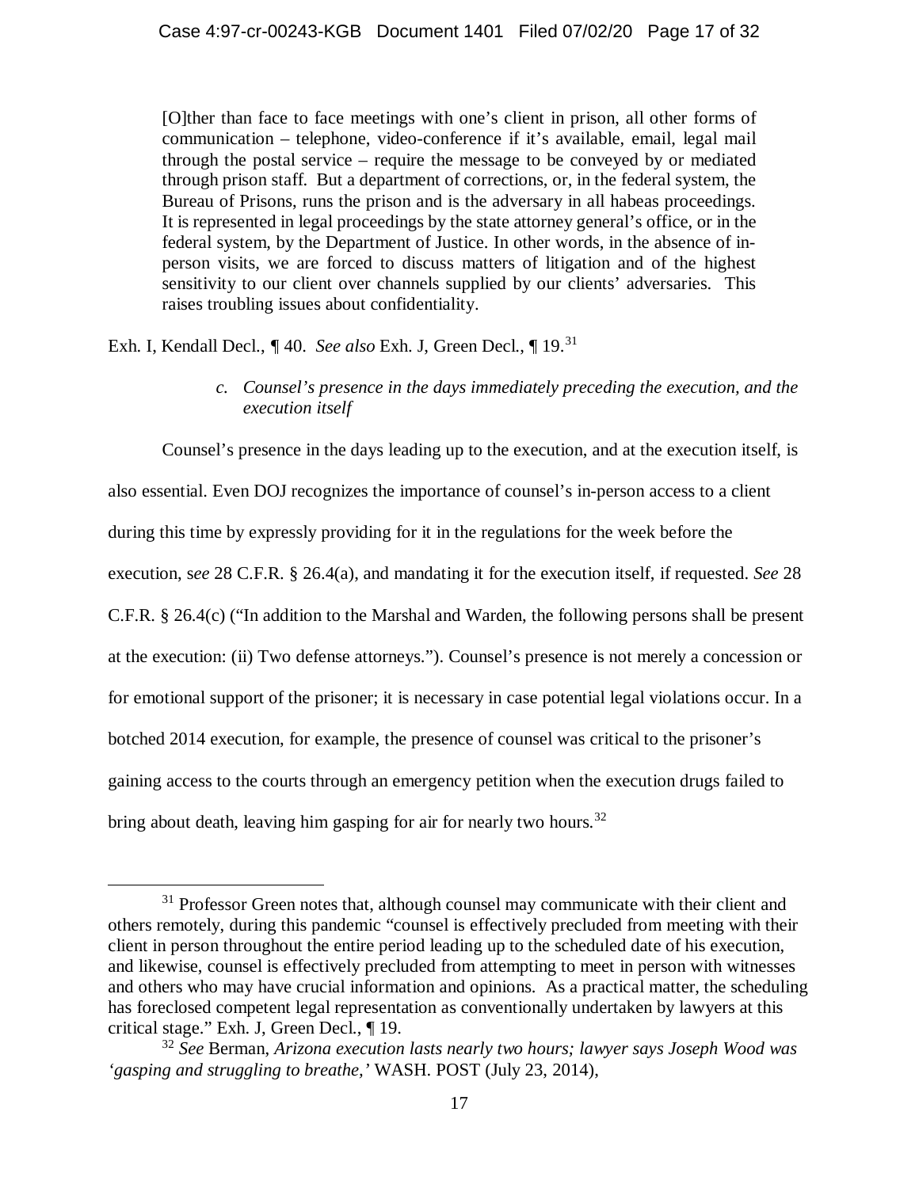> [O]ther than face to face meetings with one's client in prison, all other forms of communication – telephone, video-conference if it's available, email, legal mail through the postal service – require the message to be conveyed by or mediated through prison staff. But a department of corrections, or, in the federal system, the Bureau of Prisons, runs the prison and is the adversary in all habeas proceedings. It is represented in legal proceedings by the state attorney general's office, or in the federal system, by the Department of Justice. In other words, in the absence of in-person visits, we are forced to discuss matters of litigation and of the highest sensitivity to our client over channels supplied by our clients' adversaries. This raises troubling issues about confidentiality.

Exh. I, Kendall Decl., ¶ 40. *See also* Exh. J, Green Decl., ¶ 19.[31]

*c. Counsel's presence in the days immediately preceding the execution, and the execution itself*

Counsel's presence in the days leading up to the execution, and at the execution itself, is also essential. Even DOJ recognizes the importance of counsel's in-person access to a client during this time by expressly providing for it in the regulations for the week before the execution, s*ee* 28 C.F.R. § 26.4(a), and mandating it for the execution itself, if requested. *See* 28 C.F.R. § 26.4(c) ("In addition to the Marshal and Warden, the following persons shall be present at the execution: (ii) Two defense attorneys."). Counsel's presence is not merely a concession or for emotional support of the prisoner; it is necessary in case potential legal violations occur. In a botched 2014 execution, for example, the presence of counsel was critical to the prisoner's gaining access to the courts through an emergency petition when the execution drugs failed to bring about death, leaving him gasping for air for nearly two hours.[32]

---

[31] Professor Green notes that, although counsel may communicate with their client and others remotely, during this pandemic "counsel is effectively precluded from meeting with their client in person throughout the entire period leading up to the scheduled date of his execution, and likewise, counsel is effectively precluded from attempting to meet in person with witnesses and others who may have crucial information and opinions. As a practical matter, the scheduling has foreclosed competent legal representation as conventionally undertaken by lawyers at this critical stage." Exh. J, Green Decl., ¶ 19.

[32] *See* Berman, *Arizona execution lasts nearly two hours; lawyer says Joseph Wood was 'gasping and struggling to breathe,'* WASH. POST (July 23, 2014),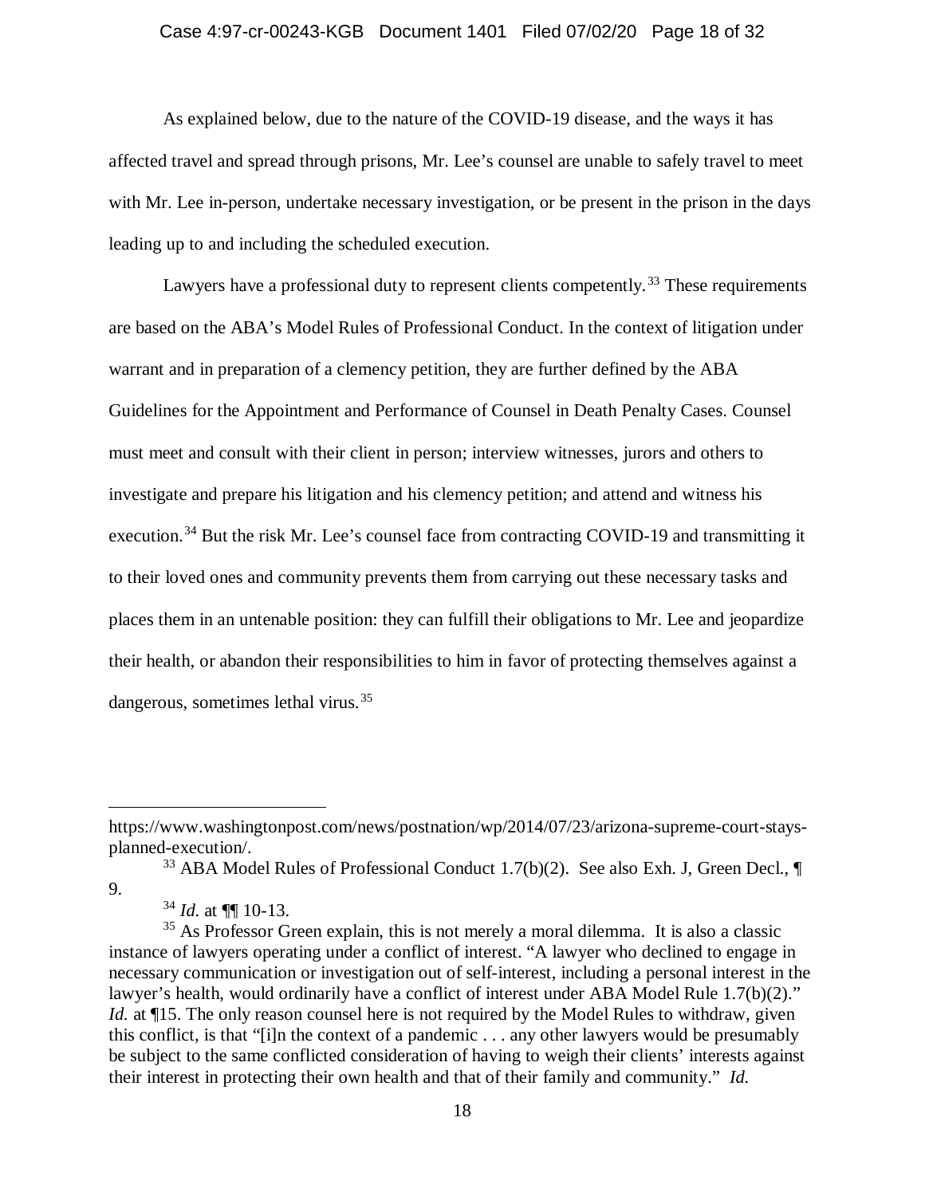As explained below, due to the nature of the COVID-19 disease, and the ways it has affected travel and spread through prisons, Mr. Lee's counsel are unable to safely travel to meet with Mr. Lee in-person, undertake necessary investigation, or be present in the prison in the days leading up to and including the scheduled execution.

Lawyers have a professional duty to represent clients competently.[33] These requirements are based on the ABA's Model Rules of Professional Conduct. In the context of litigation under warrant and in preparation of a clemency petition, they are further defined by the ABA Guidelines for the Appointment and Performance of Counsel in Death Penalty Cases. Counsel must meet and consult with their client in person; interview witnesses, jurors and others to investigate and prepare his litigation and his clemency petition; and attend and witness his execution.[34] But the risk Mr. Lee's counsel face from contracting COVID-19 and transmitting it to their loved ones and community prevents them from carrying out these necessary tasks and places them in an untenable position: they can fulfill their obligations to Mr. Lee and jeopardize their health, or abandon their responsibilities to him in favor of protecting themselves against a dangerous, sometimes lethal virus.[35]

---

https://www.washingtonpost.com/news/postnation/wp/2014/07/23/arizona-supreme-court-stays-planned-execution/.

[33] ABA Model Rules of Professional Conduct 1.7(b)(2). See also Exh. J, Green Decl., ¶ 9.

[34] *Id.* at ¶¶ 10-13.

[35] As Professor Green explain, this is not merely a moral dilemma. It is also a classic instance of lawyers operating under a conflict of interest. "A lawyer who declined to engage in necessary communication or investigation out of self-interest, including a personal interest in the lawyer's health, would ordinarily have a conflict of interest under ABA Model Rule 1.7(b)(2)." *Id.* at ¶15. The only reason counsel here is not required by the Model Rules to withdraw, given this conflict, is that "[i]n the context of a pandemic . . . any other lawyers would be presumably be subject to the same conflicted consideration of having to weigh their clients' interests against their interest in protecting their own health and that of their family and community." *Id.*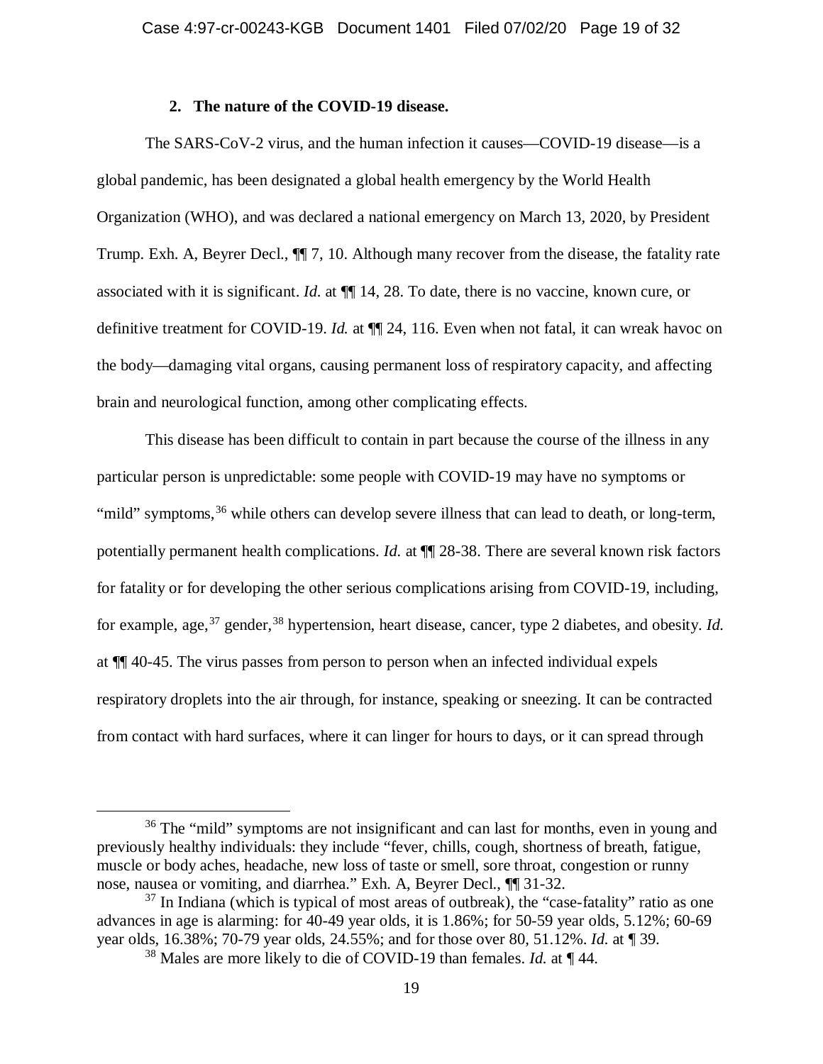**2. The nature of the COVID-19 disease.**

The SARS-CoV-2 virus, and the human infection it causes—COVID-19 disease—is a global pandemic, has been designated a global health emergency by the World Health Organization (WHO), and was declared a national emergency on March 13, 2020, by President Trump. Exh. A, Beyrer Decl., ¶¶ 7, 10. Although many recover from the disease, the fatality rate associated with it is significant. *Id.* at ¶¶ 14, 28. To date, there is no vaccine, known cure, or definitive treatment for COVID-19. *Id.* at ¶¶ 24, 116. Even when not fatal, it can wreak havoc on the body—damaging vital organs, causing permanent loss of respiratory capacity, and affecting brain and neurological function, among other complicating effects.

This disease has been difficult to contain in part because the course of the illness in any particular person is unpredictable: some people with COVID-19 may have no symptoms or "mild" symptoms,[36] while others can develop severe illness that can lead to death, or long-term, potentially permanent health complications. *Id.* at ¶¶ 28-38. There are several known risk factors for fatality or for developing the other serious complications arising from COVID-19, including, for example, age,[37] gender,[38] hypertension, heart disease, cancer, type 2 diabetes, and obesity. *Id.* at ¶¶ 40-45. The virus passes from person to person when an infected individual expels respiratory droplets into the air through, for instance, speaking or sneezing. It can be contracted from contact with hard surfaces, where it can linger for hours to days, or it can spread through

---

[36] The "mild" symptoms are not insignificant and can last for months, even in young and previously healthy individuals: they include "fever, chills, cough, shortness of breath, fatigue, muscle or body aches, headache, new loss of taste or smell, sore throat, congestion or runny nose, nausea or vomiting, and diarrhea." Exh. A, Beyrer Decl., ¶¶ 31-32.

[37] In Indiana (which is typical of most areas of outbreak), the "case-fatality" ratio as one advances in age is alarming: for 40-49 year olds, it is 1.86%; for 50-59 year olds, 5.12%; 60-69 year olds, 16.38%; 70-79 year olds, 24.55%; and for those over 80, 51.12%. *Id.* at ¶ 39.

[38] Males are more likely to die of COVID-19 than females. *Id.* at ¶ 44.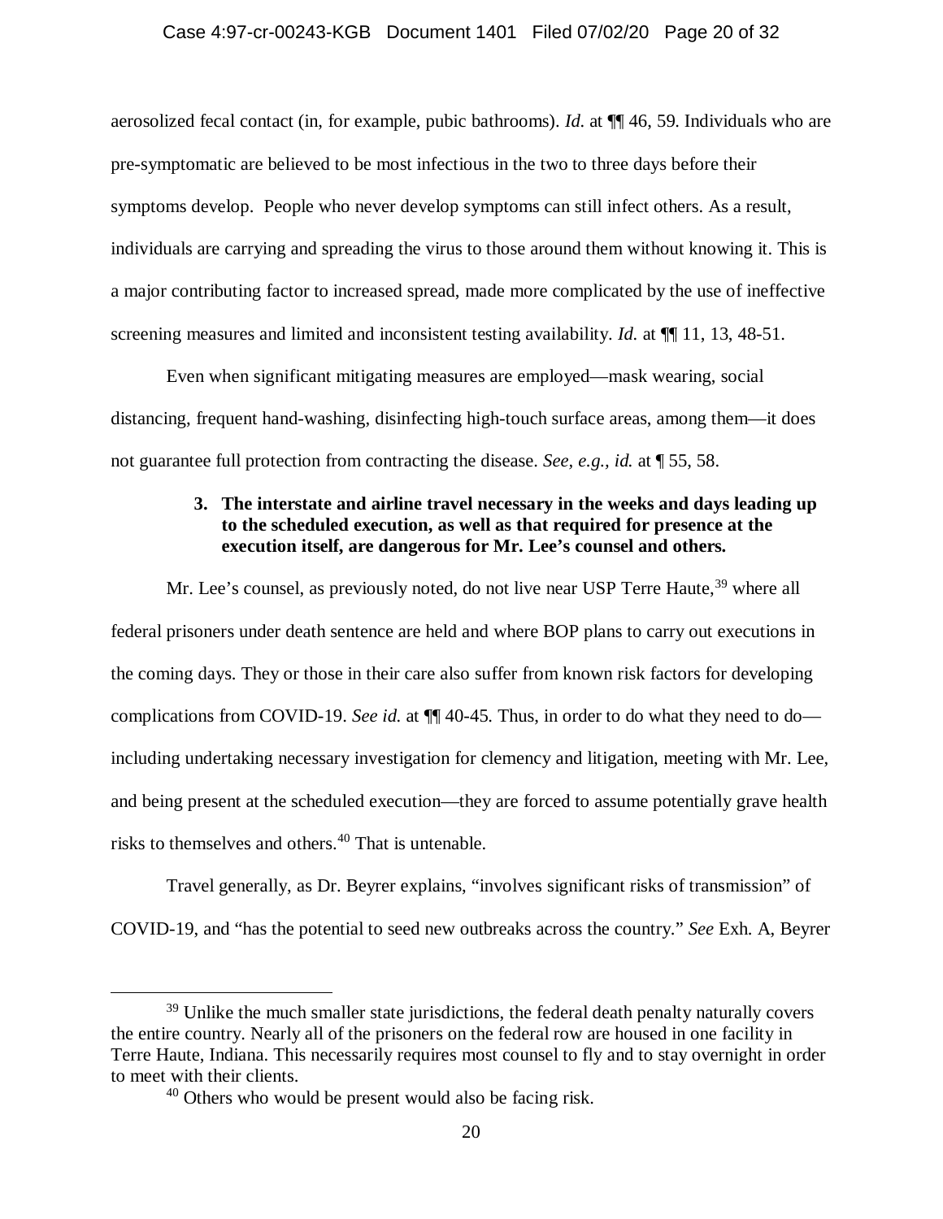aerosolized fecal contact (in, for example, pubic bathrooms). *Id.* at ¶¶ 46, 59. Individuals who are pre-symptomatic are believed to be most infectious in the two to three days before their symptoms develop. People who never develop symptoms can still infect others. As a result, individuals are carrying and spreading the virus to those around them without knowing it. This is a major contributing factor to increased spread, made more complicated by the use of ineffective screening measures and limited and inconsistent testing availability. *Id.* at ¶¶ 11, 13, 48-51.

Even when significant mitigating measures are employed—mask wearing, social distancing, frequent hand-washing, disinfecting high-touch surface areas, among them—it does not guarantee full protection from contracting the disease. *See, e.g.*, *id.* at ¶ 55, 58.

**3. The interstate and airline travel necessary in the weeks and days leading up to the scheduled execution, as well as that required for presence at the execution itself, are dangerous for Mr. Lee's counsel and others.**

Mr. Lee's counsel, as previously noted, do not live near USP Terre Haute,[39] where all federal prisoners under death sentence are held and where BOP plans to carry out executions in the coming days. They or those in their care also suffer from known risk factors for developing complications from COVID-19. *See id.* at ¶¶ 40-45. Thus, in order to do what they need to do—including undertaking necessary investigation for clemency and litigation, meeting with Mr. Lee, and being present at the scheduled execution—they are forced to assume potentially grave health risks to themselves and others.[40] That is untenable.

Travel generally, as Dr. Beyrer explains, "involves significant risks of transmission" of COVID-19, and "has the potential to seed new outbreaks across the country." *See* Exh. A, Beyrer

---

[39] Unlike the much smaller state jurisdictions, the federal death penalty naturally covers the entire country. Nearly all of the prisoners on the federal row are housed in one facility in Terre Haute, Indiana. This necessarily requires most counsel to fly and to stay overnight in order to meet with their clients.

[40] Others who would be present would also be facing risk.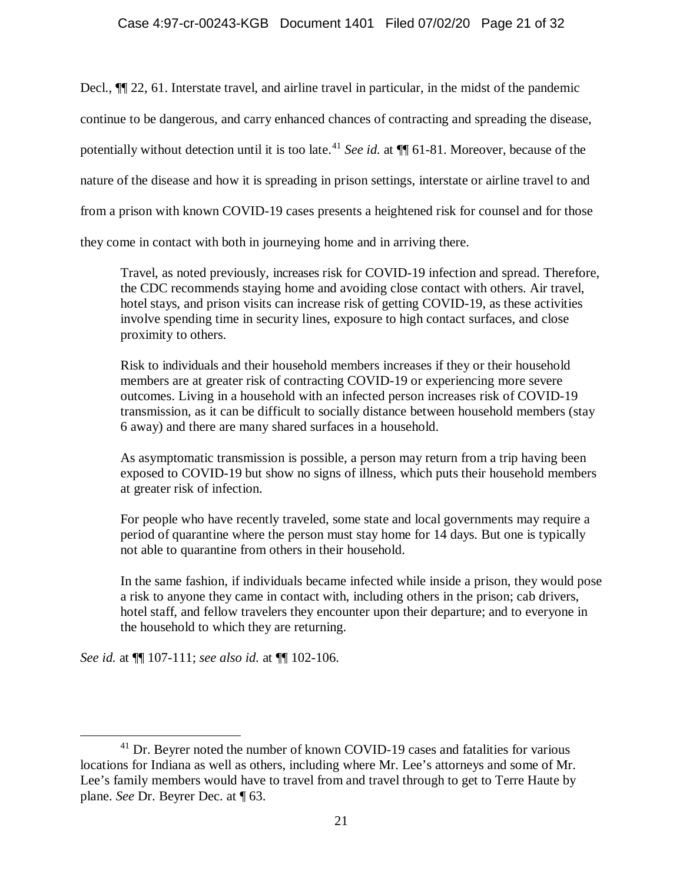Decl., ¶¶ 22, 61. Interstate travel, and airline travel in particular, in the midst of the pandemic continue to be dangerous, and carry enhanced chances of contracting and spreading the disease, potentially without detection until it is too late.[41] *See id.* at ¶¶ 61-81. Moreover, because of the nature of the disease and how it is spreading in prison settings, interstate or airline travel to and from a prison with known COVID-19 cases presents a heightened risk for counsel and for those they come in contact with both in journeying home and in arriving there.

> Travel, as noted previously, increases risk for COVID-19 infection and spread. Therefore, the CDC recommends staying home and avoiding close contact with others. Air travel, hotel stays, and prison visits can increase risk of getting COVID-19, as these activities involve spending time in security lines, exposure to high contact surfaces, and close proximity to others.
>
> Risk to individuals and their household members increases if they or their household members are at greater risk of contracting COVID-19 or experiencing more severe outcomes. Living in a household with an infected person increases risk of COVID-19 transmission, as it can be difficult to socially distance between household members (stay 6 away) and there are many shared surfaces in a household.
>
> As asymptomatic transmission is possible, a person may return from a trip having been exposed to COVID-19 but show no signs of illness, which puts their household members at greater risk of infection.
>
> For people who have recently traveled, some state and local governments may require a period of quarantine where the person must stay home for 14 days. But one is typically not able to quarantine from others in their household.
>
> In the same fashion, if individuals became infected while inside a prison, they would pose a risk to anyone they came in contact with, including others in the prison; cab drivers, hotel staff, and fellow travelers they encounter upon their departure; and to everyone in the household to which they are returning.

*See id.* at ¶¶ 107-111; *see also id.* at ¶¶ 102-106.

---

[41] Dr. Beyrer noted the number of known COVID-19 cases and fatalities for various locations for Indiana as well as others, including where Mr. Lee's attorneys and some of Mr. Lee's family members would have to travel from and travel through to get to Terre Haute by plane. *See* Dr. Beyrer Dec. at ¶ 63.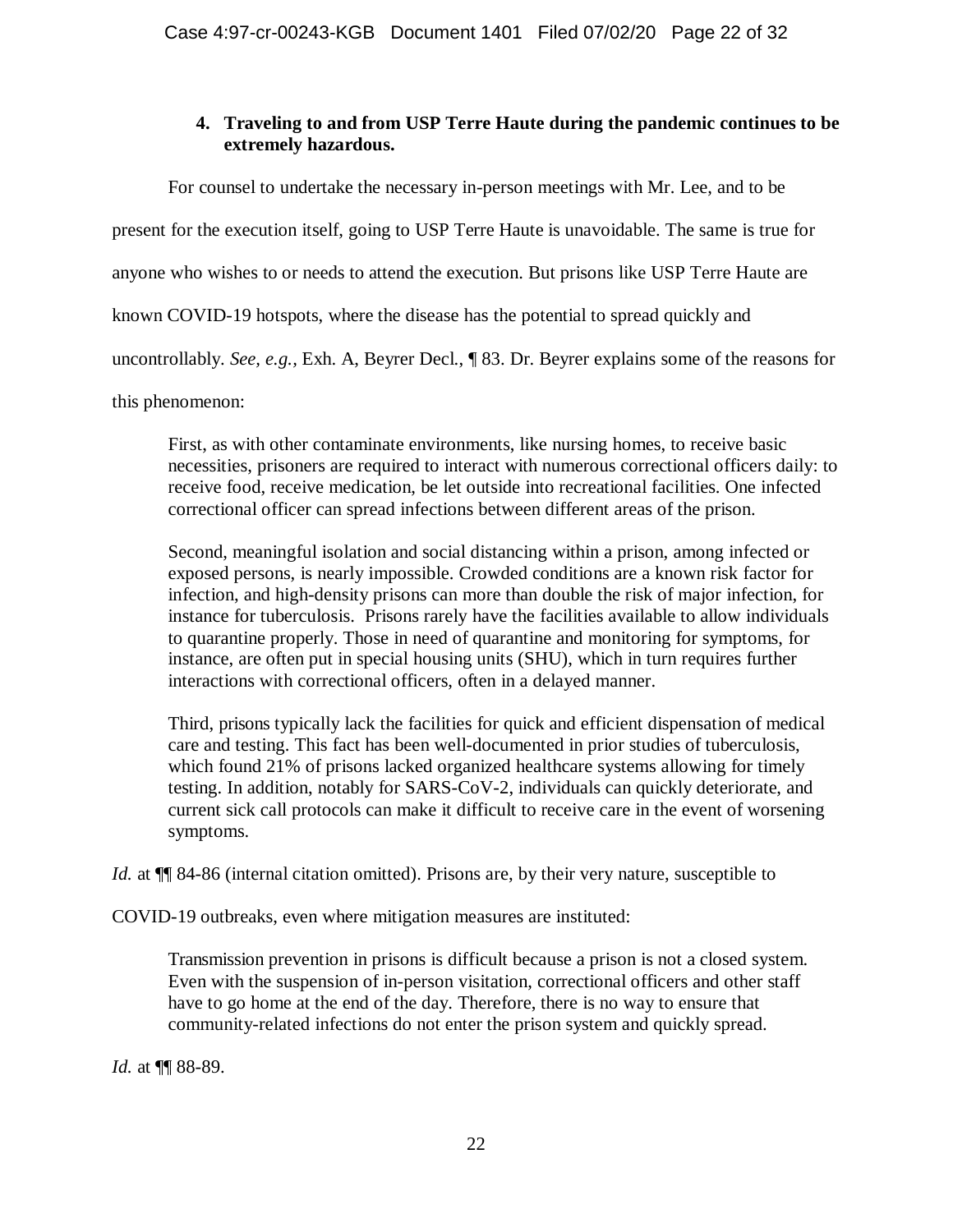### 4. Traveling to and from USP Terre Haute during the pandemic continues to be extremely hazardous.

For counsel to undertake the necessary in-person meetings with Mr. Lee, and to be present for the execution itself, going to USP Terre Haute is unavoidable. The same is true for anyone who wishes to or needs to attend the execution. But prisons like USP Terre Haute are known COVID-19 hotspots, where the disease has the potential to spread quickly and uncontrollably. *See, e.g.*, Exh. A, Beyrer Decl., ¶ 83. Dr. Beyrer explains some of the reasons for this phenomenon:

> First, as with other contaminate environments, like nursing homes, to receive basic necessities, prisoners are required to interact with numerous correctional officers daily: to receive food, receive medication, be let outside into recreational facilities. One infected correctional officer can spread infections between different areas of the prison.
>
> Second, meaningful isolation and social distancing within a prison, among infected or exposed persons, is nearly impossible. Crowded conditions are a known risk factor for infection, and high-density prisons can more than double the risk of major infection, for instance for tuberculosis. Prisons rarely have the facilities available to allow individuals to quarantine properly. Those in need of quarantine and monitoring for symptoms, for instance, are often put in special housing units (SHU), which in turn requires further interactions with correctional officers, often in a delayed manner.
>
> Third, prisons typically lack the facilities for quick and efficient dispensation of medical care and testing. This fact has been well-documented in prior studies of tuberculosis, which found 21% of prisons lacked organized healthcare systems allowing for timely testing. In addition, notably for SARS-CoV-2, individuals can quickly deteriorate, and current sick call protocols can make it difficult to receive care in the event of worsening symptoms.

*Id.* at ¶¶ 84-86 (internal citation omitted). Prisons are, by their very nature, susceptible to COVID-19 outbreaks, even where mitigation measures are instituted:

> Transmission prevention in prisons is difficult because a prison is not a closed system. Even with the suspension of in-person visitation, correctional officers and other staff have to go home at the end of the day. Therefore, there is no way to ensure that community-related infections do not enter the prison system and quickly spread.

*Id.* at ¶¶ 88-89.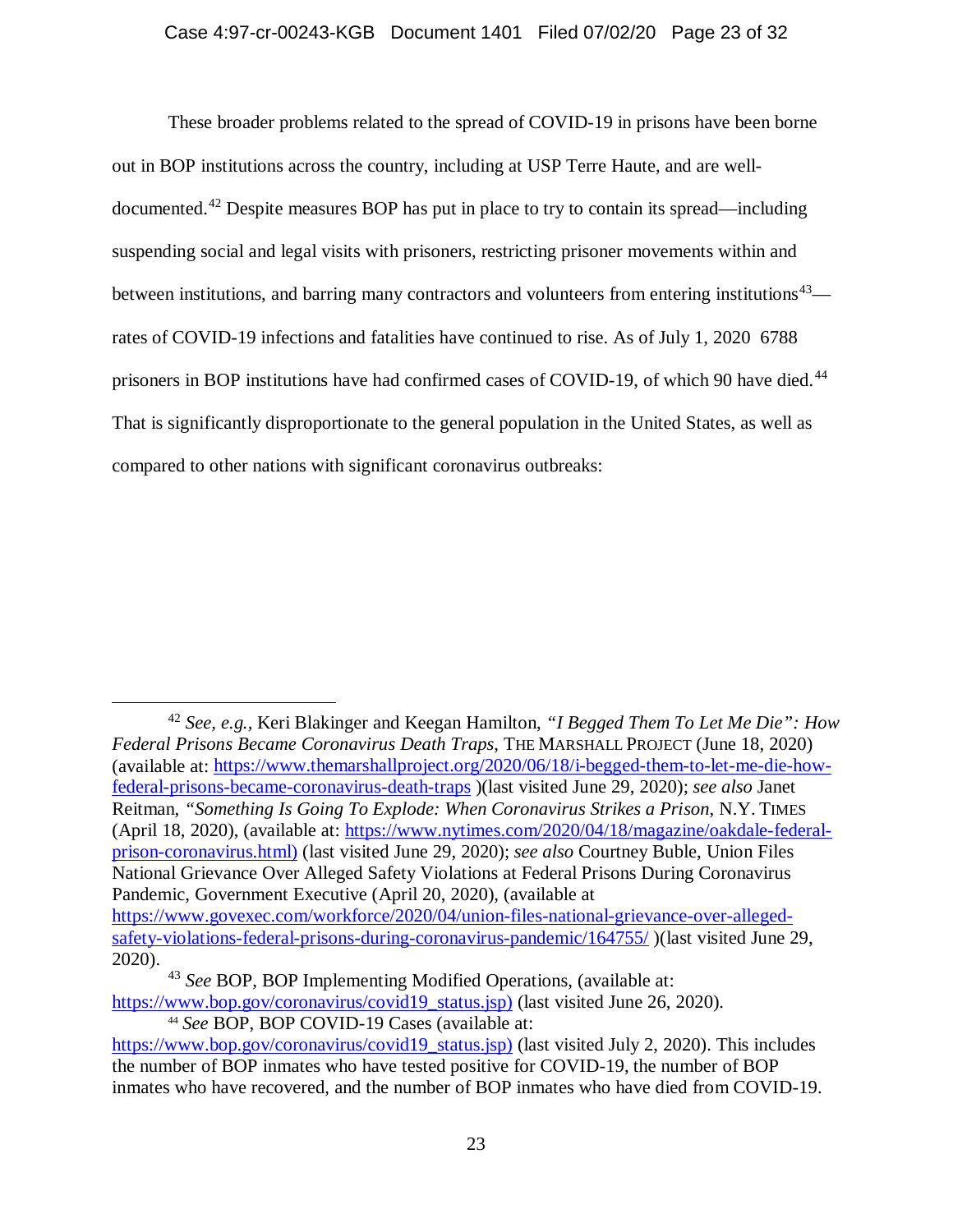These broader problems related to the spread of COVID-19 in prisons have been borne out in BOP institutions across the country, including at USP Terre Haute, and are well-documented.[42] Despite measures BOP has put in place to try to contain its spread—including suspending social and legal visits with prisoners, restricting prisoner movements within and between institutions, and barring many contractors and volunteers from entering institutions[43]—rates of COVID-19 infections and fatalities have continued to rise. As of July 1, 2020 6788 prisoners in BOP institutions have had confirmed cases of COVID-19, of which 90 have died.[44] That is significantly disproportionate to the general population in the United States, as well as compared to other nations with significant coronavirus outbreaks:

---

[42] *See, e.g.*, Keri Blakinger and Keegan Hamilton, *"I Begged Them To Let Me Die": How Federal Prisons Became Coronavirus Death Traps*, THE MARSHALL PROJECT (June 18, 2020) (available at: https://www.themarshallproject.org/2020/06/18/i-begged-them-to-let-me-die-how-federal-prisons-became-coronavirus-death-traps )(last visited June 29, 2020); *see also* Janet Reitman, *"Something Is Going To Explode: When Coronavirus Strikes a Prison*, N.Y. TIMES (April 18, 2020), (available at: https://www.nytimes.com/2020/04/18/magazine/oakdale-federal-prison-coronavirus.html) (last visited June 29, 2020); *see also* Courtney Buble, Union Files National Grievance Over Alleged Safety Violations at Federal Prisons During Coronavirus Pandemic, Government Executive (April 20, 2020), (available at https://www.govexec.com/workforce/2020/04/union-files-national-grievance-over-alleged-safety-violations-federal-prisons-during-coronavirus-pandemic/164755/ )(last visited June 29, 2020).

[43] *See* BOP, BOP Implementing Modified Operations, (available at: https://www.bop.gov/coronavirus/covid19_status.jsp) (last visited June 26, 2020).

[44] *See* BOP, BOP COVID-19 Cases (available at: https://www.bop.gov/coronavirus/covid19_status.jsp) (last visited July 2, 2020). This includes the number of BOP inmates who have tested positive for COVID-19, the number of BOP inmates who have recovered, and the number of BOP inmates who have died from COVID-19.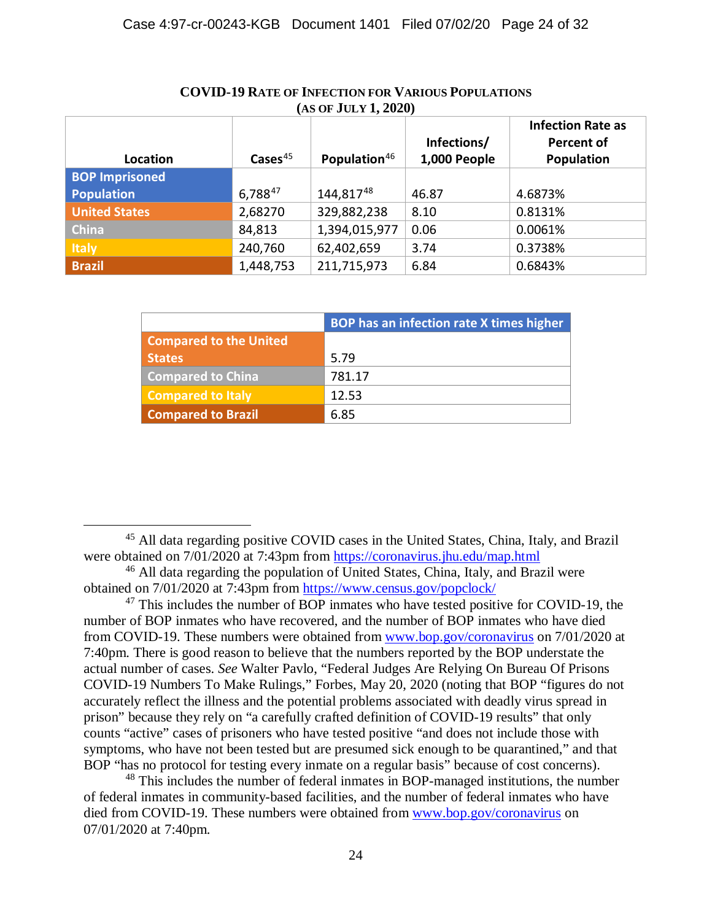**COVID-19 RATE OF INFECTION FOR VARIOUS POPULATIONS (AS OF JULY 1, 2020)**

| Location | Cases[45] | Population[46] | Infections/ 1,000 People | Infection Rate as Percent of Population |
|---|---|---|---|---|
| BOP Imprisoned Population | 6,788[47] | 144,817[48] | 46.87 | 4.6873% |
| United States | 2,68270 | 329,882,238 | 8.10 | 0.8131% |
| China | 84,813 | 1,394,015,977 | 0.06 | 0.0061% |
| Italy | 240,760 | 62,402,659 | 3.74 | 0.3738% |
| Brazil | 1,448,753 | 211,715,973 | 6.84 | 0.6843% |

| | BOP has an infection rate X times higher |
|---|---|
| Compared to the United States | 5.79 |
| Compared to China | 781.17 |
| Compared to Italy | 12.53 |
| Compared to Brazil | 6.85 |

---

[45] All data regarding positive COVID cases in the United States, China, Italy, and Brazil were obtained on 7/01/2020 at 7:43pm from https://coronavirus.jhu.edu/map.html

[46] All data regarding the population of United States, China, Italy, and Brazil were obtained on 7/01/2020 at 7:43pm from https://www.census.gov/popclock/

[47] This includes the number of BOP inmates who have tested positive for COVID-19, the number of BOP inmates who have recovered, and the number of BOP inmates who have died from COVID-19. These numbers were obtained from www.bop.gov/coronavirus on 7/01/2020 at 7:40pm. There is good reason to believe that the numbers reported by the BOP understate the actual number of cases. *See* Walter Pavlo, "Federal Judges Are Relying On Bureau Of Prisons COVID-19 Numbers To Make Rulings," Forbes, May 20, 2020 (noting that BOP "figures do not accurately reflect the illness and the potential problems associated with deadly virus spread in prison" because they rely on "a carefully crafted definition of COVID-19 results" that only counts "active" cases of prisoners who have tested positive "and does not include those with symptoms, who have not been tested but are presumed sick enough to be quarantined," and that BOP "has no protocol for testing every inmate on a regular basis" because of cost concerns).

[48] This includes the number of federal inmates in BOP-managed institutions, the number of federal inmates in community-based facilities, and the number of federal inmates who have died from COVID-19. These numbers were obtained from www.bop.gov/coronavirus on 07/01/2020 at 7:40pm.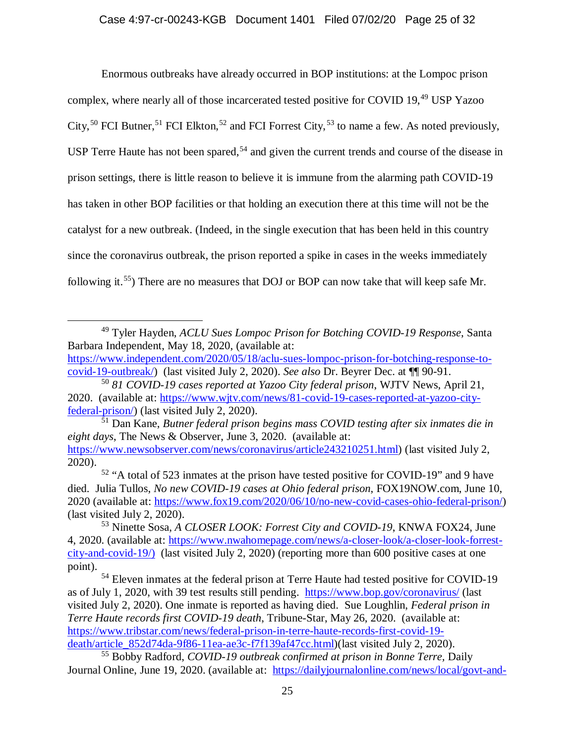Enormous outbreaks have already occurred in BOP institutions: at the Lompoc prison complex, where nearly all of those incarcerated tested positive for COVID 19,[49] USP Yazoo City,[50] FCI Butner,[51] FCI Elkton,[52] and FCI Forrest City,[53] to name a few. As noted previously, USP Terre Haute has not been spared,[54] and given the current trends and course of the disease in prison settings, there is little reason to believe it is immune from the alarming path COVID-19 has taken in other BOP facilities or that holding an execution there at this time will not be the catalyst for a new outbreak. (Indeed, in the single execution that has been held in this country since the coronavirus outbreak, the prison reported a spike in cases in the weeks immediately following it.[55]) There are no measures that DOJ or BOP can now take that will keep safe Mr.

---

[49] Tyler Hayden, *ACLU Sues Lompoc Prison for Botching COVID-19 Response*, Santa Barbara Independent, May 18, 2020, (available at: https://www.independent.com/2020/05/18/aclu-sues-lompoc-prison-for-botching-response-to-covid-19-outbreak/) (last visited July 2, 2020). *See also* Dr. Beyrer Dec. at ¶¶ 90-91.

[50] *81 COVID-19 cases reported at Yazoo City federal prison*, WJTV News, April 21, 2020. (available at: https://www.wjtv.com/news/81-covid-19-cases-reported-at-yazoo-city-federal-prison/) (last visited July 2, 2020).

[51] Dan Kane, *Butner federal prison begins mass COVID testing after six inmates die in eight days*, The News & Observer, June 3, 2020. (available at: https://www.newsobserver.com/news/coronavirus/article243210251.html) (last visited July 2, 2020).

[52] "A total of 523 inmates at the prison have tested positive for COVID-19" and 9 have died. Julia Tullos, *No new COVID-19 cases at Ohio federal prison*, FOX19NOW.com, June 10, 2020 (available at: https://www.fox19.com/2020/06/10/no-new-covid-cases-ohio-federal-prison/) (last visited July 2, 2020).

[53] Ninette Sosa, *A CLOSER LOOK: Forrest City and COVID-19*, KNWA FOX24, June 4, 2020. (available at: https://www.nwahomepage.com/news/a-closer-look/a-closer-look-forrest-city-and-covid-19/) (last visited July 2, 2020) (reporting more than 600 positive cases at one point).

[54] Eleven inmates at the federal prison at Terre Haute had tested positive for COVID-19 as of July 1, 2020, with 39 test results still pending. https://www.bop.gov/coronavirus/ (last visited July 2, 2020). One inmate is reported as having died. Sue Loughlin, *Federal prison in Terre Haute records first COVID-19 death*, Tribune-Star, May 26, 2020. (available at: https://www.tribstar.com/news/federal-prison-in-terre-haute-records-first-covid-19-death/article_852d74da-9f86-11ea-ae3c-f7f139af47cc.html)(last visited July 2, 2020).

[55] Bobby Radford, *COVID-19 outbreak confirmed at prison in Bonne Terre*, Daily Journal Online, June 19, 2020. (available at: https://dailyjournalonline.com/news/local/govt-and-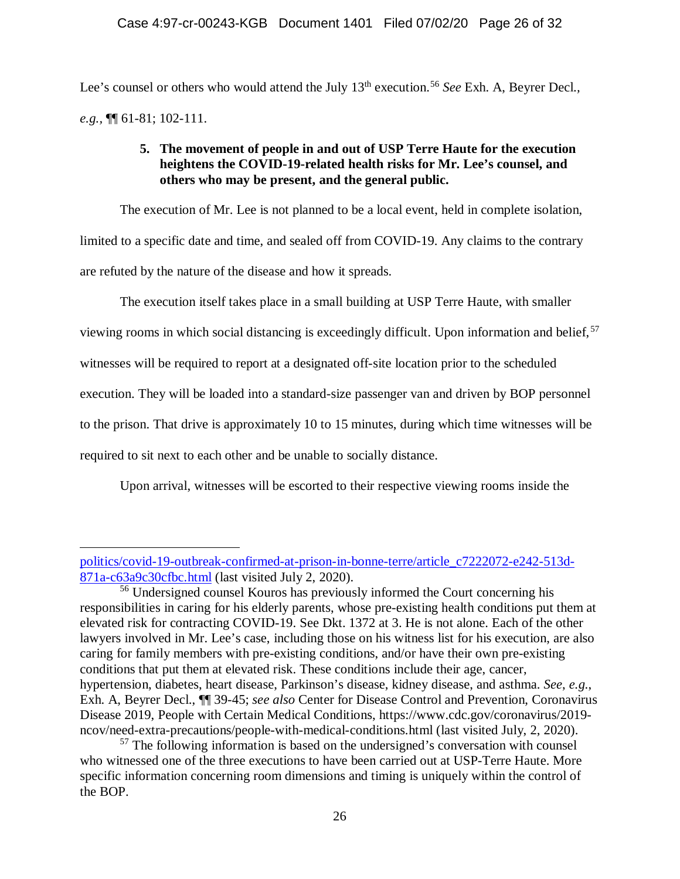Lee's counsel or others who would attend the July 13th execution.[56] *See* Exh. A, Beyrer Decl., *e.g.*, ¶¶ 61-81; 102-111.

**5. The movement of people in and out of USP Terre Haute for the execution heightens the COVID-19-related health risks for Mr. Lee's counsel, and others who may be present, and the general public.**

The execution of Mr. Lee is not planned to be a local event, held in complete isolation, limited to a specific date and time, and sealed off from COVID-19. Any claims to the contrary are refuted by the nature of the disease and how it spreads.

The execution itself takes place in a small building at USP Terre Haute, with smaller viewing rooms in which social distancing is exceedingly difficult. Upon information and belief,[57] witnesses will be required to report at a designated off-site location prior to the scheduled execution. They will be loaded into a standard-size passenger van and driven by BOP personnel to the prison. That drive is approximately 10 to 15 minutes, during which time witnesses will be required to sit next to each other and be unable to socially distance.

Upon arrival, witnesses will be escorted to their respective viewing rooms inside the

---

politics/covid-19-outbreak-confirmed-at-prison-in-bonne-terre/article_c7222072-e242-513d-871a-c63a9c30cfbc.html (last visited July 2, 2020).

[56] Undersigned counsel Kouros has previously informed the Court concerning his responsibilities in caring for his elderly parents, whose pre-existing health conditions put them at elevated risk for contracting COVID-19. See Dkt. 1372 at 3. He is not alone. Each of the other lawyers involved in Mr. Lee's case, including those on his witness list for his execution, are also caring for family members with pre-existing conditions, and/or have their own pre-existing conditions that put them at elevated risk. These conditions include their age, cancer, hypertension, diabetes, heart disease, Parkinson's disease, kidney disease, and asthma. *See*, *e.g.*, Exh. A, Beyrer Decl., ¶¶ 39-45; *see also* Center for Disease Control and Prevention, Coronavirus Disease 2019, People with Certain Medical Conditions, https://www.cdc.gov/coronavirus/2019-ncov/need-extra-precautions/people-with-medical-conditions.html (last visited July, 2, 2020).

[57] The following information is based on the undersigned's conversation with counsel who witnessed one of the three executions to have been carried out at USP-Terre Haute. More specific information concerning room dimensions and timing is uniquely within the control of the BOP.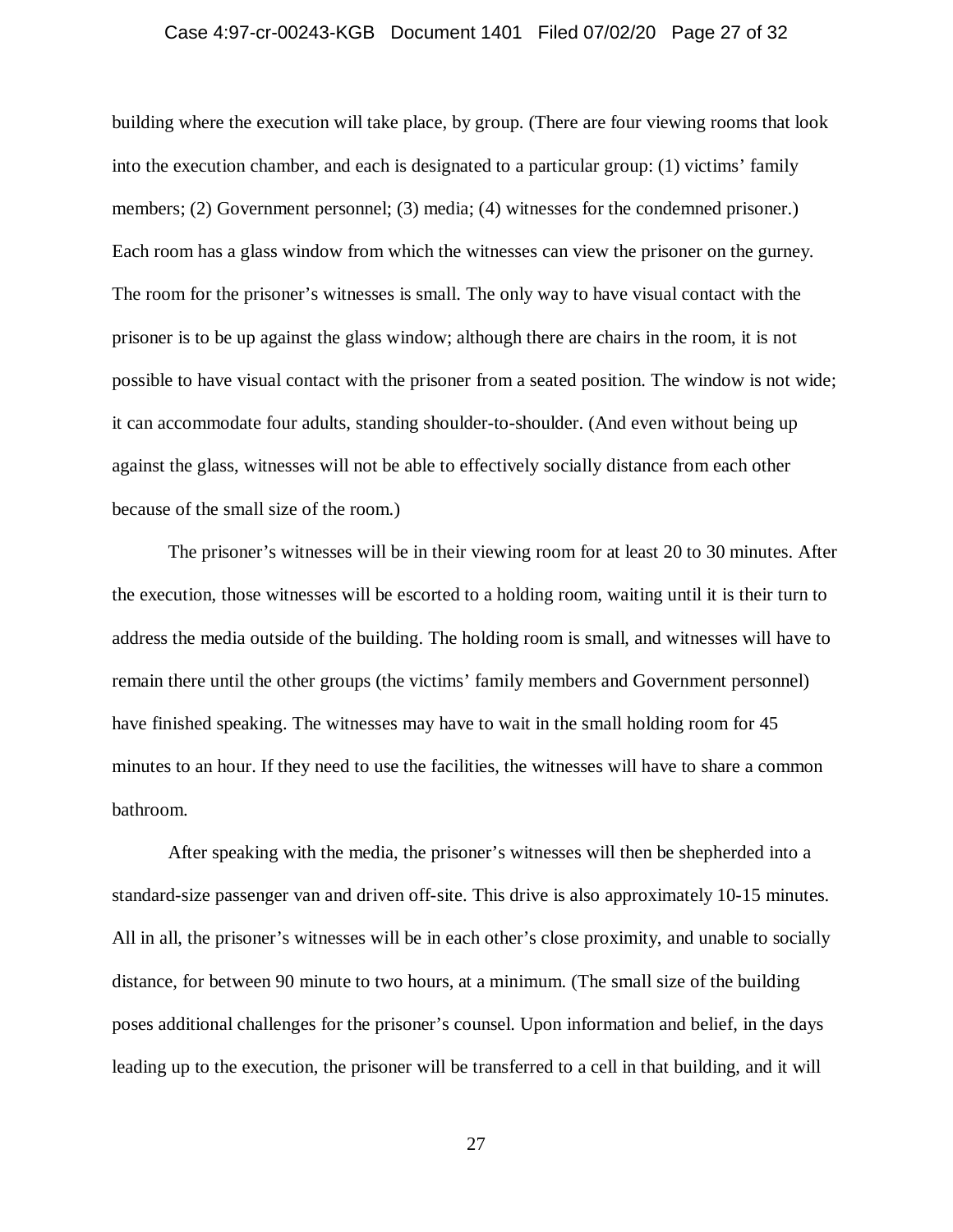building where the execution will take place, by group. (There are four viewing rooms that look into the execution chamber, and each is designated to a particular group: (1) victims' family members; (2) Government personnel; (3) media; (4) witnesses for the condemned prisoner.) Each room has a glass window from which the witnesses can view the prisoner on the gurney. The room for the prisoner's witnesses is small. The only way to have visual contact with the prisoner is to be up against the glass window; although there are chairs in the room, it is not possible to have visual contact with the prisoner from a seated position. The window is not wide; it can accommodate four adults, standing shoulder-to-shoulder. (And even without being up against the glass, witnesses will not be able to effectively socially distance from each other because of the small size of the room.)

The prisoner's witnesses will be in their viewing room for at least 20 to 30 minutes. After the execution, those witnesses will be escorted to a holding room, waiting until it is their turn to address the media outside of the building. The holding room is small, and witnesses will have to remain there until the other groups (the victims' family members and Government personnel) have finished speaking. The witnesses may have to wait in the small holding room for 45 minutes to an hour. If they need to use the facilities, the witnesses will have to share a common bathroom.

After speaking with the media, the prisoner's witnesses will then be shepherded into a standard-size passenger van and driven off-site. This drive is also approximately 10-15 minutes. All in all, the prisoner's witnesses will be in each other's close proximity, and unable to socially distance, for between 90 minute to two hours, at a minimum. (The small size of the building poses additional challenges for the prisoner's counsel. Upon information and belief, in the days leading up to the execution, the prisoner will be transferred to a cell in that building, and it will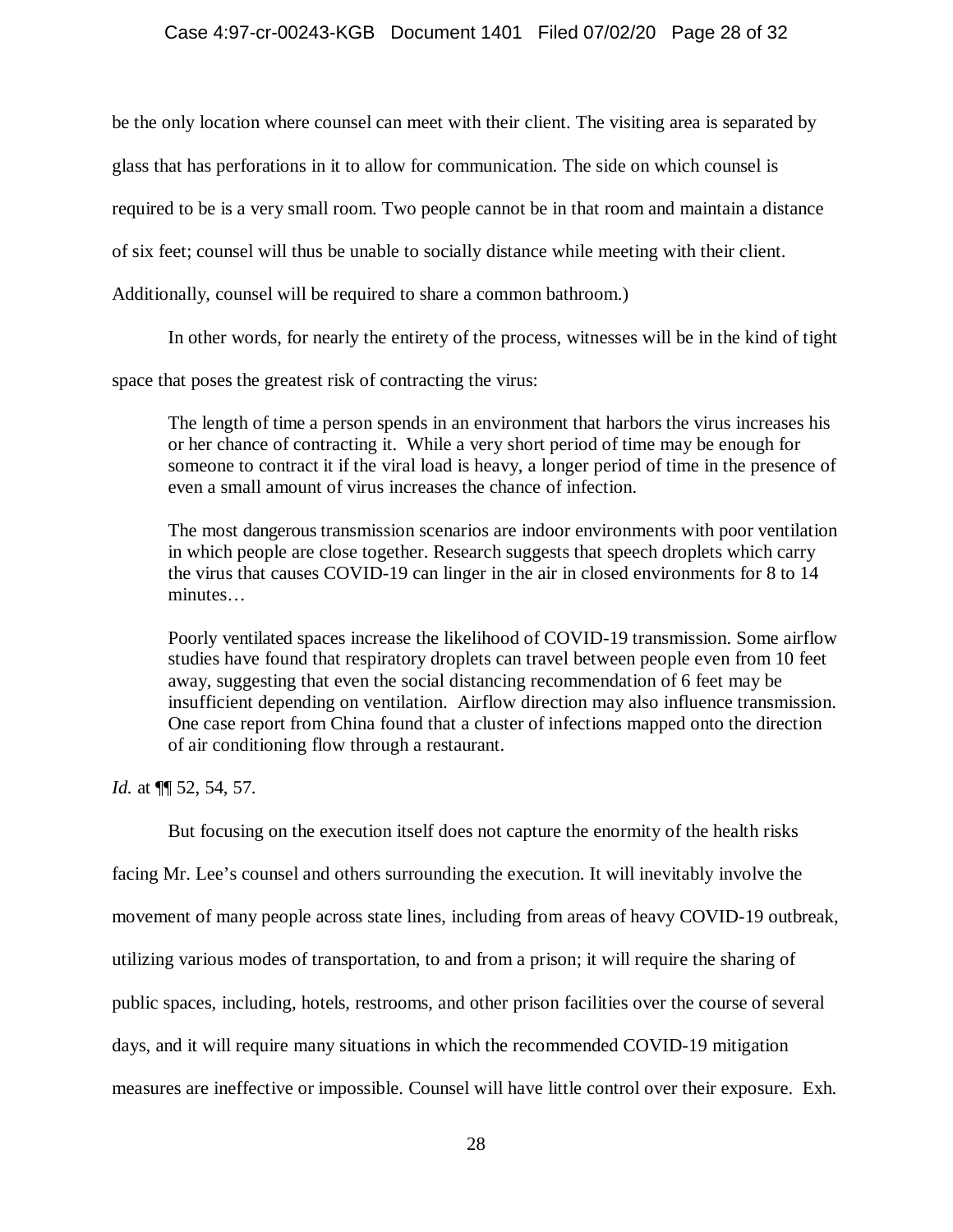be the only location where counsel can meet with their client. The visiting area is separated by glass that has perforations in it to allow for communication. The side on which counsel is required to be is a very small room. Two people cannot be in that room and maintain a distance of six feet; counsel will thus be unable to socially distance while meeting with their client. Additionally, counsel will be required to share a common bathroom.)

In other words, for nearly the entirety of the process, witnesses will be in the kind of tight space that poses the greatest risk of contracting the virus:

> The length of time a person spends in an environment that harbors the virus increases his or her chance of contracting it. While a very short period of time may be enough for someone to contract it if the viral load is heavy, a longer period of time in the presence of even a small amount of virus increases the chance of infection.
>
> The most dangerous transmission scenarios are indoor environments with poor ventilation in which people are close together. Research suggests that speech droplets which carry the virus that causes COVID-19 can linger in the air in closed environments for 8 to 14 minutes…
>
> Poorly ventilated spaces increase the likelihood of COVID-19 transmission. Some airflow studies have found that respiratory droplets can travel between people even from 10 feet away, suggesting that even the social distancing recommendation of 6 feet may be insufficient depending on ventilation. Airflow direction may also influence transmission. One case report from China found that a cluster of infections mapped onto the direction of air conditioning flow through a restaurant.

*Id.* at ¶¶ 52, 54, 57.

But focusing on the execution itself does not capture the enormity of the health risks facing Mr. Lee's counsel and others surrounding the execution. It will inevitably involve the movement of many people across state lines, including from areas of heavy COVID-19 outbreak, utilizing various modes of transportation, to and from a prison; it will require the sharing of public spaces, including, hotels, restrooms, and other prison facilities over the course of several days, and it will require many situations in which the recommended COVID-19 mitigation measures are ineffective or impossible. Counsel will have little control over their exposure. Exh.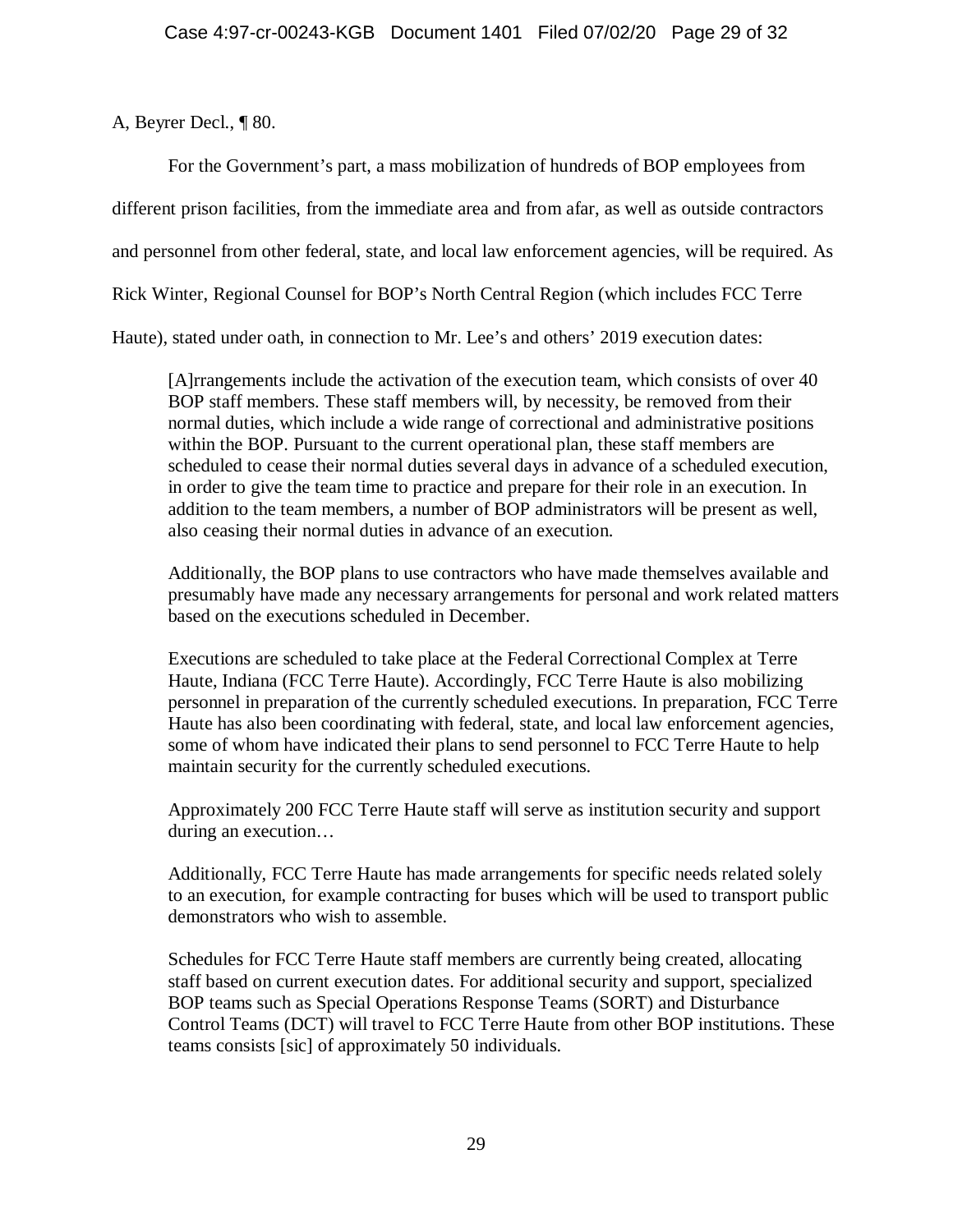A, Beyrer Decl., ¶ 80.

For the Government's part, a mass mobilization of hundreds of BOP employees from different prison facilities, from the immediate area and from afar, as well as outside contractors and personnel from other federal, state, and local law enforcement agencies, will be required. As Rick Winter, Regional Counsel for BOP's North Central Region (which includes FCC Terre Haute), stated under oath, in connection to Mr. Lee's and others' 2019 execution dates:

> [A]rrangements include the activation of the execution team, which consists of over 40 BOP staff members. These staff members will, by necessity, be removed from their normal duties, which include a wide range of correctional and administrative positions within the BOP. Pursuant to the current operational plan, these staff members are scheduled to cease their normal duties several days in advance of a scheduled execution, in order to give the team time to practice and prepare for their role in an execution. In addition to the team members, a number of BOP administrators will be present as well, also ceasing their normal duties in advance of an execution.
>
> Additionally, the BOP plans to use contractors who have made themselves available and presumably have made any necessary arrangements for personal and work related matters based on the executions scheduled in December.
>
> Executions are scheduled to take place at the Federal Correctional Complex at Terre Haute, Indiana (FCC Terre Haute). Accordingly, FCC Terre Haute is also mobilizing personnel in preparation of the currently scheduled executions. In preparation, FCC Terre Haute has also been coordinating with federal, state, and local law enforcement agencies, some of whom have indicated their plans to send personnel to FCC Terre Haute to help maintain security for the currently scheduled executions.
>
> Approximately 200 FCC Terre Haute staff will serve as institution security and support during an execution…
>
> Additionally, FCC Terre Haute has made arrangements for specific needs related solely to an execution, for example contracting for buses which will be used to transport public demonstrators who wish to assemble.
>
> Schedules for FCC Terre Haute staff members are currently being created, allocating staff based on current execution dates. For additional security and support, specialized BOP teams such as Special Operations Response Teams (SORT) and Disturbance Control Teams (DCT) will travel to FCC Terre Haute from other BOP institutions. These teams consists [sic] of approximately 50 individuals.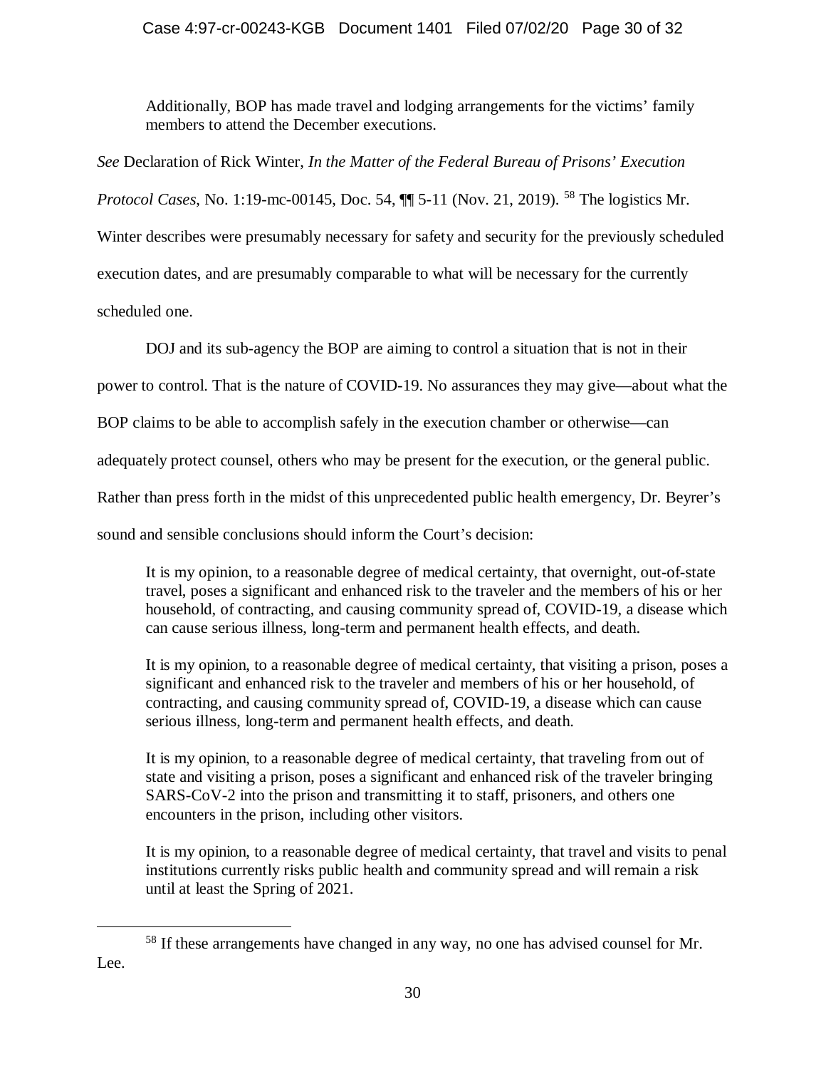> Additionally, BOP has made travel and lodging arrangements for the victims' family members to attend the December executions.

*See* Declaration of Rick Winter, *In the Matter of the Federal Bureau of Prisons' Execution Protocol Cases*, No. 1:19-mc-00145, Doc. 54, ¶¶ 5-11 (Nov. 21, 2019).[58] The logistics Mr. Winter describes were presumably necessary for safety and security for the previously scheduled execution dates, and are presumably comparable to what will be necessary for the currently scheduled one.

DOJ and its sub-agency the BOP are aiming to control a situation that is not in their power to control. That is the nature of COVID-19. No assurances they may give—about what the BOP claims to be able to accomplish safely in the execution chamber or otherwise—can adequately protect counsel, others who may be present for the execution, or the general public. Rather than press forth in the midst of this unprecedented public health emergency, Dr. Beyrer's sound and sensible conclusions should inform the Court's decision:

> It is my opinion, to a reasonable degree of medical certainty, that overnight, out-of-state travel, poses a significant and enhanced risk to the traveler and the members of his or her household, of contracting, and causing community spread of, COVID-19, a disease which can cause serious illness, long-term and permanent health effects, and death.
>
> It is my opinion, to a reasonable degree of medical certainty, that visiting a prison, poses a significant and enhanced risk to the traveler and members of his or her household, of contracting, and causing community spread of, COVID-19, a disease which can cause serious illness, long-term and permanent health effects, and death.
>
> It is my opinion, to a reasonable degree of medical certainty, that traveling from out of state and visiting a prison, poses a significant and enhanced risk of the traveler bringing SARS-CoV-2 into the prison and transmitting it to staff, prisoners, and others one encounters in the prison, including other visitors.
>
> It is my opinion, to a reasonable degree of medical certainty, that travel and visits to penal institutions currently risks public health and community spread and will remain a risk until at least the Spring of 2021.

---

[58] If these arrangements have changed in any way, no one has advised counsel for Mr. Lee.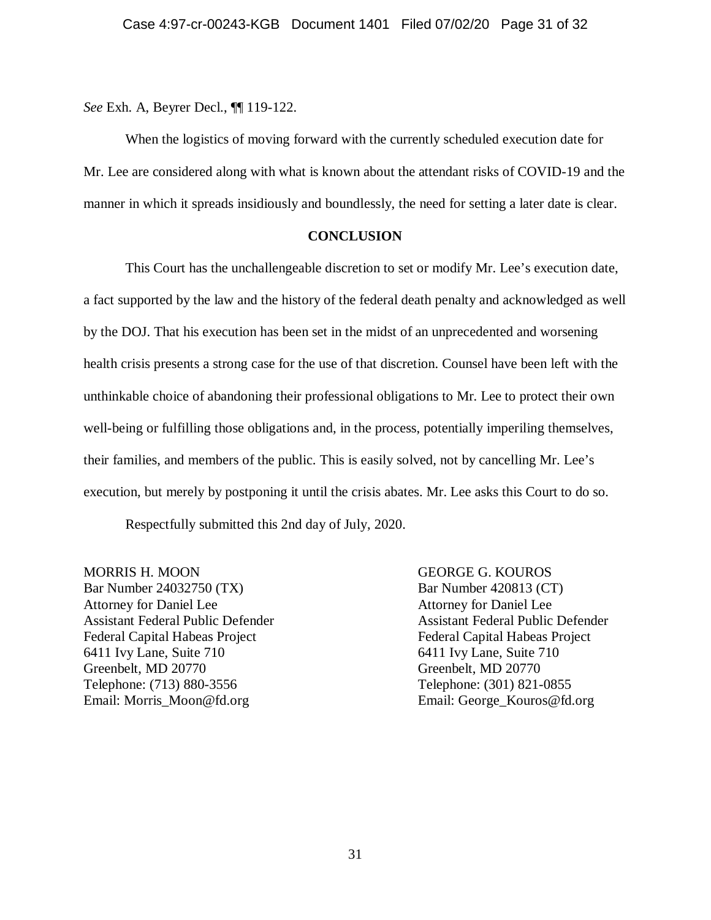*See* Exh. A, Beyrer Decl., ¶¶ 119-122.

When the logistics of moving forward with the currently scheduled execution date for Mr. Lee are considered along with what is known about the attendant risks of COVID-19 and the manner in which it spreads insidiously and boundlessly, the need for setting a later date is clear.

**CONCLUSION**

This Court has the unchallengeable discretion to set or modify Mr. Lee's execution date, a fact supported by the law and the history of the federal death penalty and acknowledged as well by the DOJ. That his execution has been set in the midst of an unprecedented and worsening health crisis presents a strong case for the use of that discretion. Counsel have been left with the unthinkable choice of abandoning their professional obligations to Mr. Lee to protect their own well-being or fulfilling those obligations and, in the process, potentially imperiling themselves, their families, and members of the public. This is easily solved, not by cancelling Mr. Lee's execution, but merely by postponing it until the crisis abates. Mr. Lee asks this Court to do so.

Respectfully submitted this 2nd day of July, 2020.

MORRIS H. MOON
Bar Number 24032750 (TX)
Attorney for Daniel Lee
Assistant Federal Public Defender
Federal Capital Habeas Project
6411 Ivy Lane, Suite 710
Greenbelt, MD 20770
Telephone: (713) 880-3556
Email: Morris_Moon@fd.org

GEORGE G. KOUROS
Bar Number 420813 (CT)
Attorney for Daniel Lee
Assistant Federal Public Defender
Federal Capital Habeas Project
6411 Ivy Lane, Suite 710
Greenbelt, MD 20770
Telephone: (301) 821-0855
Email: George_Kouros@fd.org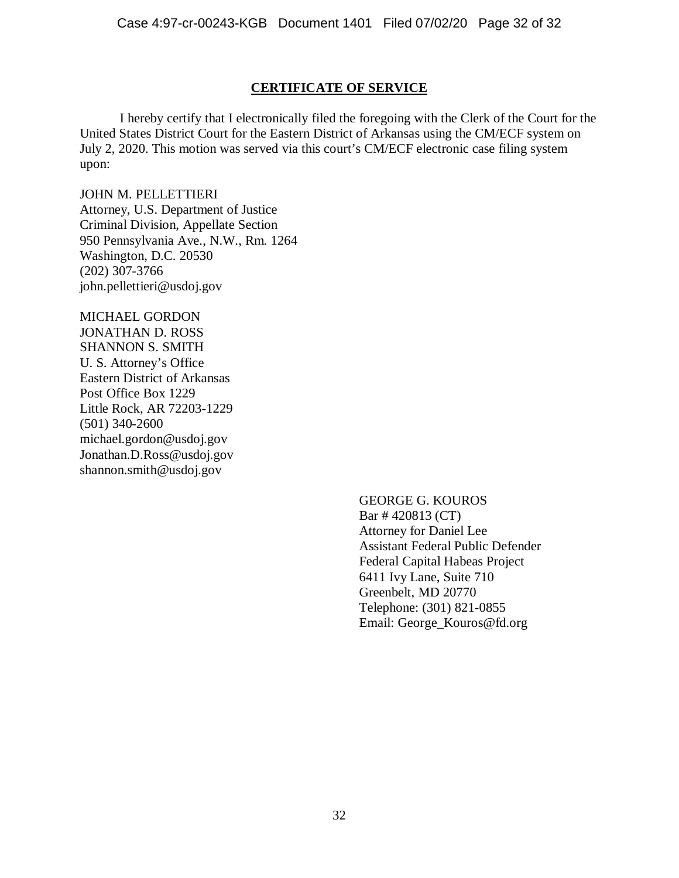## CERTIFICATE OF SERVICE

I hereby certify that I electronically filed the foregoing with the Clerk of the Court for the United States District Court for the Eastern District of Arkansas using the CM/ECF system on July 2, 2020. This motion was served via this court's CM/ECF electronic case filing system upon:

JOHN M. PELLETTIERI
Attorney, U.S. Department of Justice
Criminal Division, Appellate Section
950 Pennsylvania Ave., N.W., Rm. 1264
Washington, D.C. 20530
(202) 307-3766
john.pellettieri@usdoj.gov

MICHAEL GORDON
JONATHAN D. ROSS
SHANNON S. SMITH
U. S. Attorney's Office
Eastern District of Arkansas
Post Office Box 1229
Little Rock, AR 72203-1229
(501) 340-2600
michael.gordon@usdoj.gov
Jonathan.D.Ross@usdoj.gov
shannon.smith@usdoj.gov

GEORGE G. KOUROS
Bar # 420813 (CT)
Attorney for Daniel Lee
Assistant Federal Public Defender
Federal Capital Habeas Project
6411 Ivy Lane, Suite 710
Greenbelt, MD 20770
Telephone: (301) 821-0855
Email: George_Kouros@fd.org